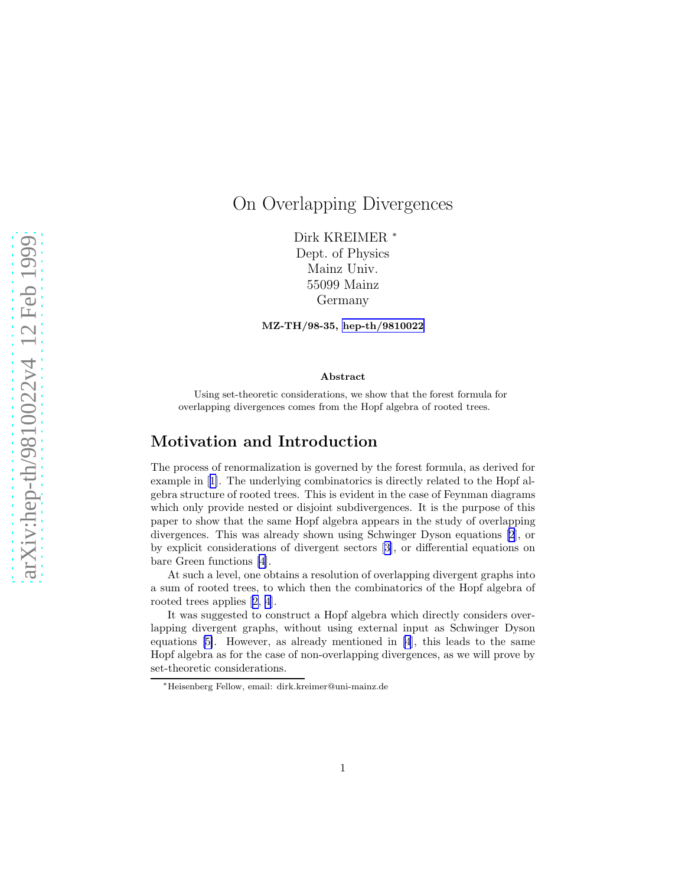# On Overlapping Divergences

Dirk KREIMER *
Dept. of Physics
Mainz Univ.
55099 Mainz
Germany

**MZ-TH/98-35, hep-th/9810022**

### Abstract

Using set-theoretic considerations, we show that the forest formula for overlapping divergences comes from the Hopf algebra of rooted trees.

## Motivation and Introduction

The process of renormalization is governed by the forest formula, as derived for example in [1]. The underlying combinatorics is directly related to the Hopf algebra structure of rooted trees. This is evident in the case of Feynman diagrams which only provide nested or disjoint subdivergences. It is the purpose of this paper to show that the same Hopf algebra appears in the study of overlapping divergences. This was already shown using Schwinger Dyson equations [2], or by explicit considerations of divergent sectors [3], or differential equations on bare Green functions [4].

At such a level, one obtains a resolution of overlapping divergent graphs into a sum of rooted trees, to which then the combinatorics of the Hopf algebra of rooted trees applies [2, 4].

It was suggested to construct a Hopf algebra which directly considers overlapping divergent graphs, without using external input as Schwinger Dyson equations [5]. However, as already mentioned in [4], this leads to the same Hopf algebra as for the case of non-overlapping divergences, as we will prove by set-theoretic considerations.

*Heisenberg Fellow, email: dirk.kreimer@uni-mainz.de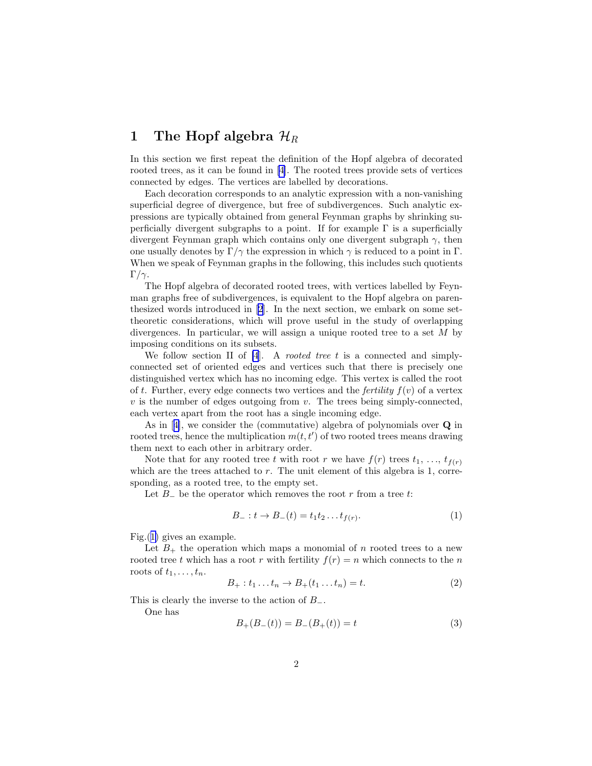# 1 The Hopf algebra $\mathcal{H}_R$

In this section we first repeat the definition of the Hopf algebra of decorated rooted trees, as it can be found in [4]. The rooted trees provide sets of vertices connected by edges. The vertices are labelled by decorations.

Each decoration corresponds to an analytic expression with a non-vanishing superficial degree of divergence, but free of subdivergences. Such analytic expressions are typically obtained from general Feynman graphs by shrinking superficially divergent subgraphs to a point. If for example $\Gamma$ is a superficially divergent Feynman graph which contains only one divergent subgraph $\gamma$, then one usually denotes by $\Gamma/\gamma$ the expression in which $\gamma$ is reduced to a point in $\Gamma$. When we speak of Feynman graphs in the following, this includes such quotients $\Gamma/\gamma$.

The Hopf algebra of decorated rooted trees, with vertices labelled by Feynman graphs free of subdivergences, is equivalent to the Hopf algebra on parenthesized words introduced in [2]. In the next section, we embark on some set-theoretic considerations, which will prove useful in the study of overlapping divergences. In particular, we will assign a unique rooted tree to a set $M$ by imposing conditions on its subsets.

We follow section II of [4]. A *rooted tree* $t$ is a connected and simply-connected set of oriented edges and vertices such that there is precisely one distinguished vertex which has no incoming edge. This vertex is called the root of $t$. Further, every edge connects two vertices and the *fertility* $f(v)$ of a vertex $v$ is the number of edges outgoing from $v$. The trees being simply-connected, each vertex apart from the root has a single incoming edge.

As in [4], we consider the (commutative) algebra of polynomials over $\mathbf{Q}$ in rooted trees, hence the multiplication $m(t,t')$ of two rooted trees means drawing them next to each other in arbitrary order.

Note that for any rooted tree $t$ with root $r$ we have $f(r)$ trees $t_1, \ldots, t_{f(r)}$ which are the trees attached to $r$. The unit element of this algebra is 1, corresponding, as a rooted tree, to the empty set.

Let $B_-$ be the operator which removes the root $r$ from a tree $t$:

$$B_- : t \to B_-(t) = t_1 t_2 \ldots t_{f(r)}. \tag{1}$$

Fig.(1) gives an example.

Let $B_+$ the operation which maps a monomial of $n$ rooted trees to a new rooted tree $t$ which has a root $r$ with fertility $f(r) = n$ which connects to the $n$ roots of $t_1, \ldots, t_n$.

$$B_+ : t_1 \ldots t_n \to B_+(t_1 \ldots t_n) = t. \tag{2}$$

This is clearly the inverse to the action of $B_-$.

One has

$$B_+(B_-(t)) = B_-(B_+(t)) = t \tag{3}$$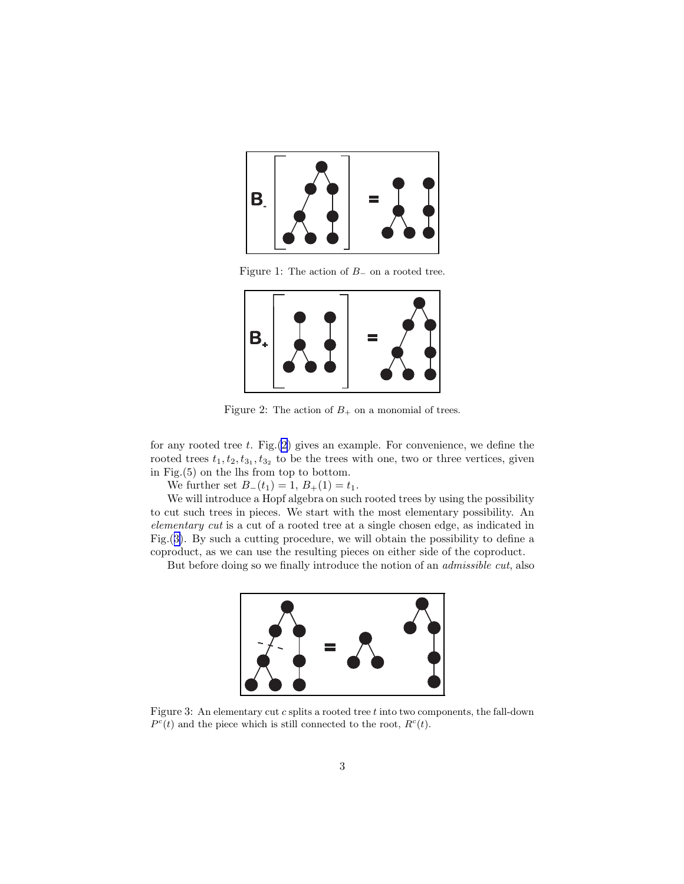Figure 1: The action of $B_-$ on a rooted tree.

Figure 2: The action of $B_+$ on a monomial of trees.

for any rooted tree $t$. Fig.(2) gives an example. For convenience, we define the rooted trees $t_1, t_2, t_{3_1}, t_{3_2}$ to be the trees with one, two or three vertices, given in Fig.(5) on the lhs from top to bottom.

We further set $B_-(t_1) = 1$, $B_+(1) = t_1$.

We will introduce a Hopf algebra on such rooted trees by using the possibility to cut such trees in pieces. We start with the most elementary possibility. An *elementary cut* is a cut of a rooted tree at a single chosen edge, as indicated in Fig.(3). By such a cutting procedure, we will obtain the possibility to define a coproduct, as we can use the resulting pieces on either side of the coproduct.

But before doing so we finally introduce the notion of an *admissible cut*, also

Figure 3: An elementary cut $c$ splits a rooted tree $t$ into two components, the fall-down $P^c(t)$ and the piece which is still connected to the root, $R^c(t)$.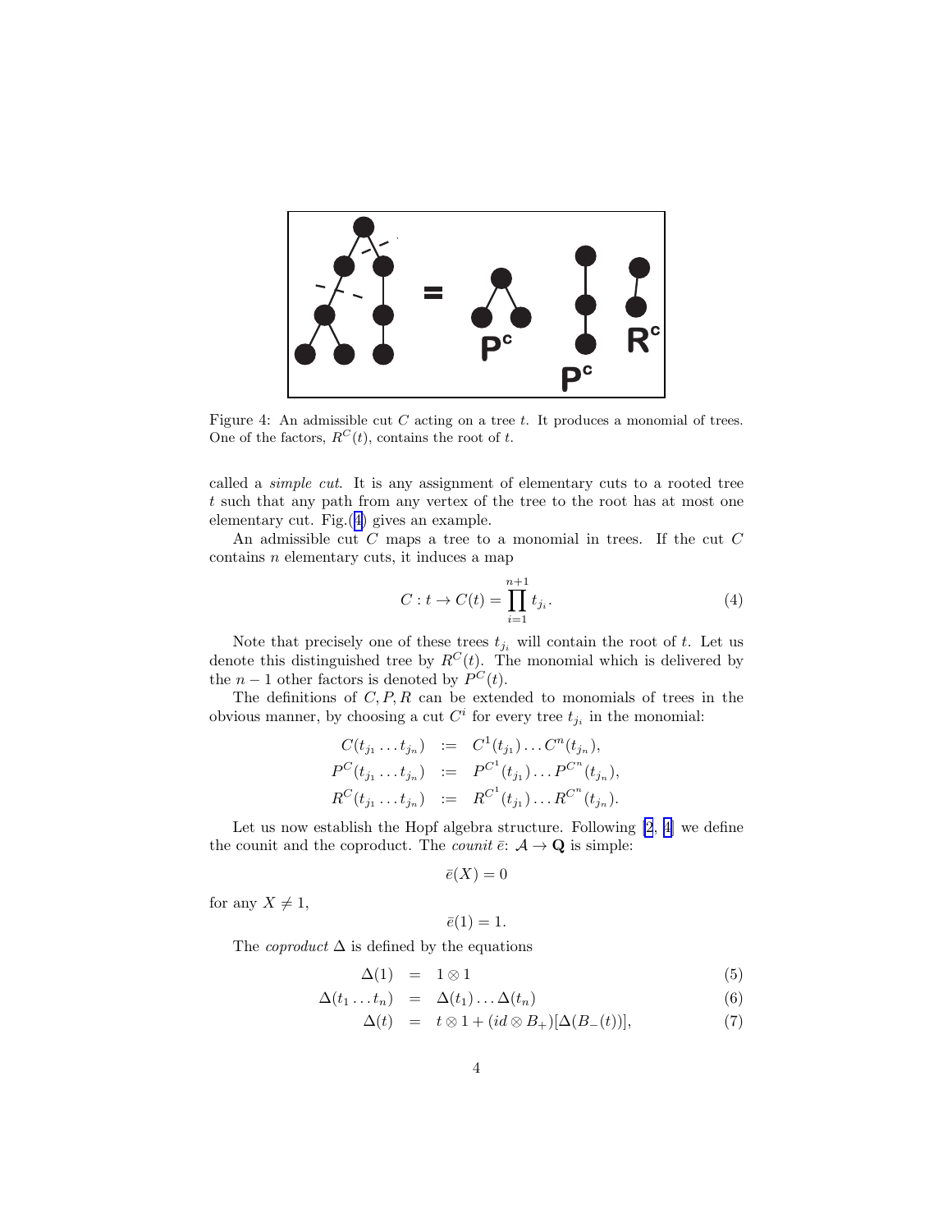Figure 4: An admissible cut $C$ acting on a tree $t$. It produces a monomial of trees. One of the factors, $R^C(t)$, contains the root of $t$.

called a *simple cut*. It is any assignment of elementary cuts to a rooted tree $t$ such that any path from any vertex of the tree to the root has at most one elementary cut. Fig.(4) gives an example.

An admissible cut $C$ maps a tree to a monomial in trees. If the cut $C$ contains $n$ elementary cuts, it induces a map

$$C : t \to C(t) = \prod_{i=1}^{n+1} t_{j_i}. \tag{4}$$

Note that precisely one of these trees $t_{j_i}$ will contain the root of $t$. Let us denote this distinguished tree by $R^C(t)$. The monomial which is delivered by the $n-1$ other factors is denoted by $P^C(t)$.

The definitions of $C, P, R$ can be extended to monomials of trees in the obvious manner, by choosing a cut $C^i$ for every tree $t_{j_i}$ in the monomial:

$$\begin{aligned}
C(t_{j_1} \ldots t_{j_n}) &:= C^1(t_{j_1}) \ldots C^n(t_{j_n}), \\
P^C(t_{j_1} \ldots t_{j_n}) &:= P^{C^1}(t_{j_1}) \ldots P^{C^n}(t_{j_n}), \\
R^C(t_{j_1} \ldots t_{j_n}) &:= R^{C^1}(t_{j_1}) \ldots R^{C^n}(t_{j_n}).
\end{aligned}$$

Let us now establish the Hopf algebra structure. Following [2, 4] we define the counit and the coproduct. The *counit* $\bar{e}$: $\mathcal{A} \to \mathbf{Q}$ is simple:

$$\bar{e}(X) = 0$$

for any $X \neq 1$,

$$\bar{e}(1) = 1.$$

The *coproduct* $\Delta$ is defined by the equations

$$\begin{aligned}
\Delta(1) &= 1 \otimes 1 && (5) \\
\Delta(t_1 \ldots t_n) &= \Delta(t_1) \ldots \Delta(t_n) && (6) \\
\Delta(t) &= t \otimes 1 + (id \otimes B_+)[\Delta(B_-(t))], && (7)
\end{aligned}$$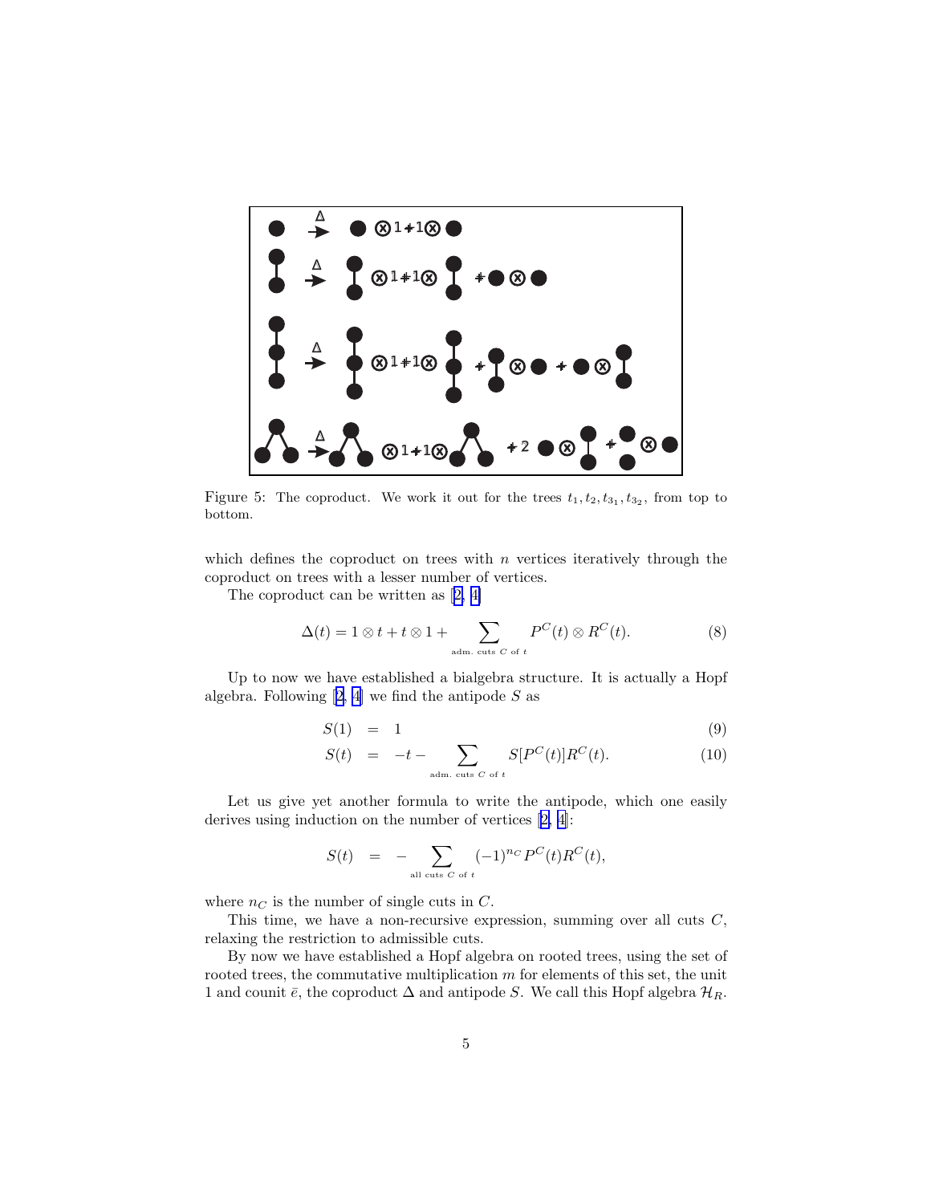Figure 5: The coproduct. We work it out for the trees $t_1, t_2, t_{3_1}, t_{3_2}$, from top to bottom.

which defines the coproduct on trees with $n$ vertices iteratively through the coproduct on trees with a lesser number of vertices.

The coproduct can be written as [2, 4]

$$\Delta(t) = 1 \otimes t + t \otimes 1 + \sum_{\text{adm. cuts } C \text{ of } t} P^C(t) \otimes R^C(t). \tag{8}$$

Up to now we have established a bialgebra structure. It is actually a Hopf algebra. Following [2, 4] we find the antipode $S$ as

$$S(1) = 1 \tag{9}$$

$$S(t) = -t - \sum_{\text{adm. cuts } C \text{ of } t} S[P^C(t)]R^C(t). \tag{10}$$

Let us give yet another formula to write the antipode, which one easily derives using induction on the number of vertices [2, 4]:

$$S(t) = -\sum_{\text{all cuts } C \text{ of } t} (-1)^{n_C} P^C(t) R^C(t),$$

where $n_C$ is the number of single cuts in $C$.

This time, we have a non-recursive expression, summing over all cuts $C$, relaxing the restriction to admissible cuts.

By now we have established a Hopf algebra on rooted trees, using the set of rooted trees, the commutative multiplication $m$ for elements of this set, the unit 1 and counit $\bar{e}$, the coproduct $\Delta$ and antipode $S$. We call this Hopf algebra $\mathcal{H}_R$.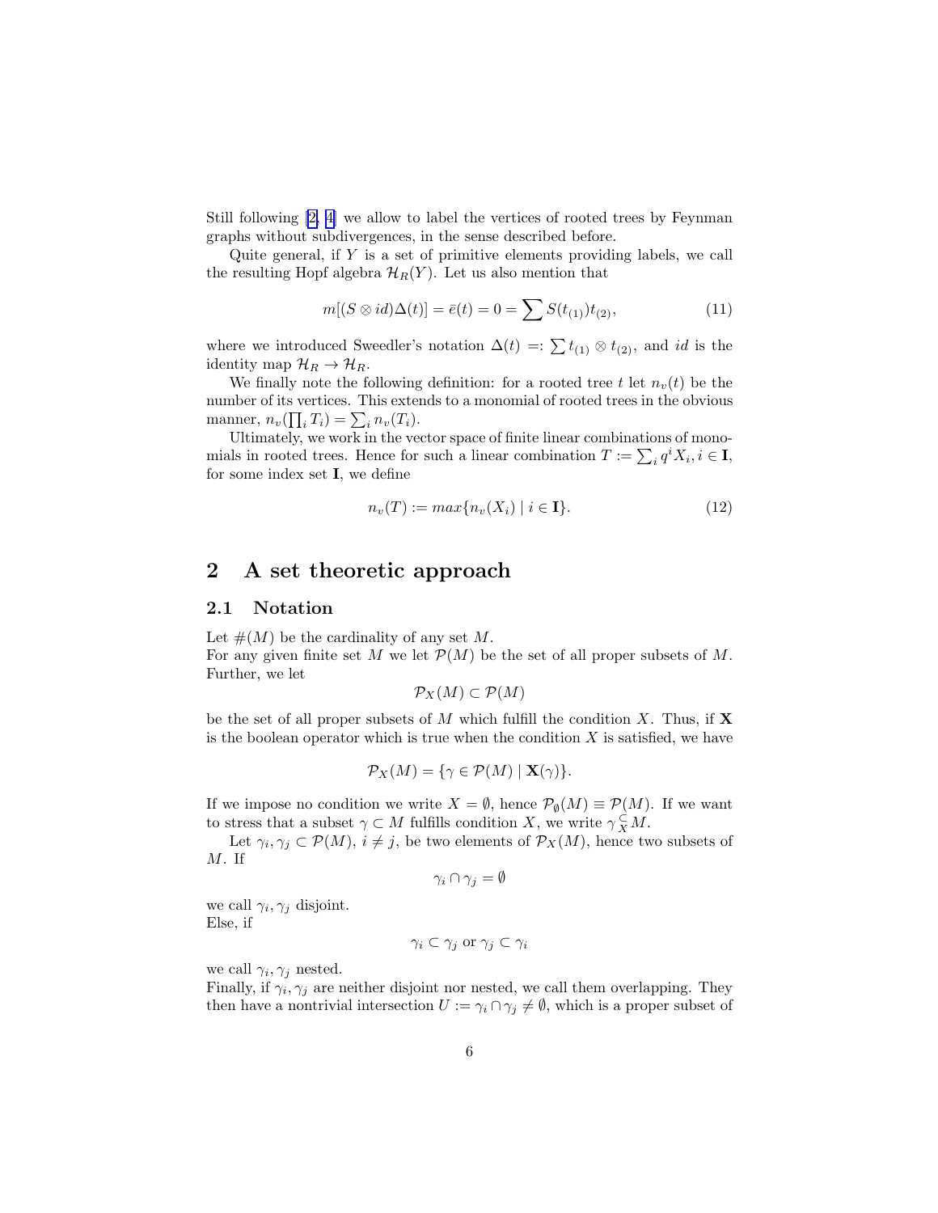Still following [2, 4] we allow to label the vertices of rooted trees by Feynman graphs without subdivergences, in the sense described before.

Quite general, if $Y$ is a set of primitive elements providing labels, we call the resulting Hopf algebra $\mathcal{H}_R(Y)$. Let us also mention that

$$m[(S \otimes id)\Delta(t)] = \bar{e}(t) = 0 = \sum S(t_{(1)})t_{(2)}, \tag{11}$$

where we introduced Sweedler's notation $\Delta(t) =: \sum t_{(1)} \otimes t_{(2)}$, and $id$ is the identity map $\mathcal{H}_R \to \mathcal{H}_R$.

We finally note the following definition: for a rooted tree $t$ let $n_v(t)$ be the number of its vertices. This extends to a monomial of rooted trees in the obvious manner, $n_v(\prod_i T_i) = \sum_i n_v(T_i)$.

Ultimately, we work in the vector space of finite linear combinations of monomials in rooted trees. Hence for such a linear combination $T := \sum_i q^i X_i, i \in \mathbf{I}$, for some index set $\mathbf{I}$, we define

$$n_v(T) := max\{n_v(X_i) \mid i \in \mathbf{I}\}. \tag{12}$$

# 2 A set theoretic approach

## 2.1 Notation

Let $\#(M)$ be the cardinality of any set $M$.
For any given finite set $M$ we let $\mathcal{P}(M)$ be the set of all proper subsets of $M$. Further, we let

$$\mathcal{P}_X(M) \subset \mathcal{P}(M)$$

be the set of all proper subsets of $M$ which fulfill the condition $X$. Thus, if $\mathbf{X}$ is the boolean operator which is true when the condition $X$ is satisfied, we have

$$\mathcal{P}_X(M) = \{\gamma \in \mathcal{P}(M) \mid \mathbf{X}(\gamma)\}.$$

If we impose no condition we write $X = \emptyset$, hence $\mathcal{P}_\emptyset(M) \equiv \mathcal{P}(M)$. If we want to stress that a subset $\gamma \subset M$ fulfills condition $X$, we write $\gamma \underset{X}{\subset} M$.

Let $\gamma_i, \gamma_j \subset \mathcal{P}(M)$, $i \neq j$, be two elements of $\mathcal{P}_X(M)$, hence two subsets of $M$. If

$$\gamma_i \cap \gamma_j = \emptyset$$

we call $\gamma_i, \gamma_j$ disjoint.
Else, if

$$\gamma_i \subset \gamma_j \text{ or } \gamma_j \subset \gamma_i$$

we call $\gamma_i, \gamma_j$ nested.
Finally, if $\gamma_i, \gamma_j$ are neither disjoint nor nested, we call them overlapping. They then have a nontrivial intersection $U := \gamma_i \cap \gamma_j \neq \emptyset$, which is a proper subset of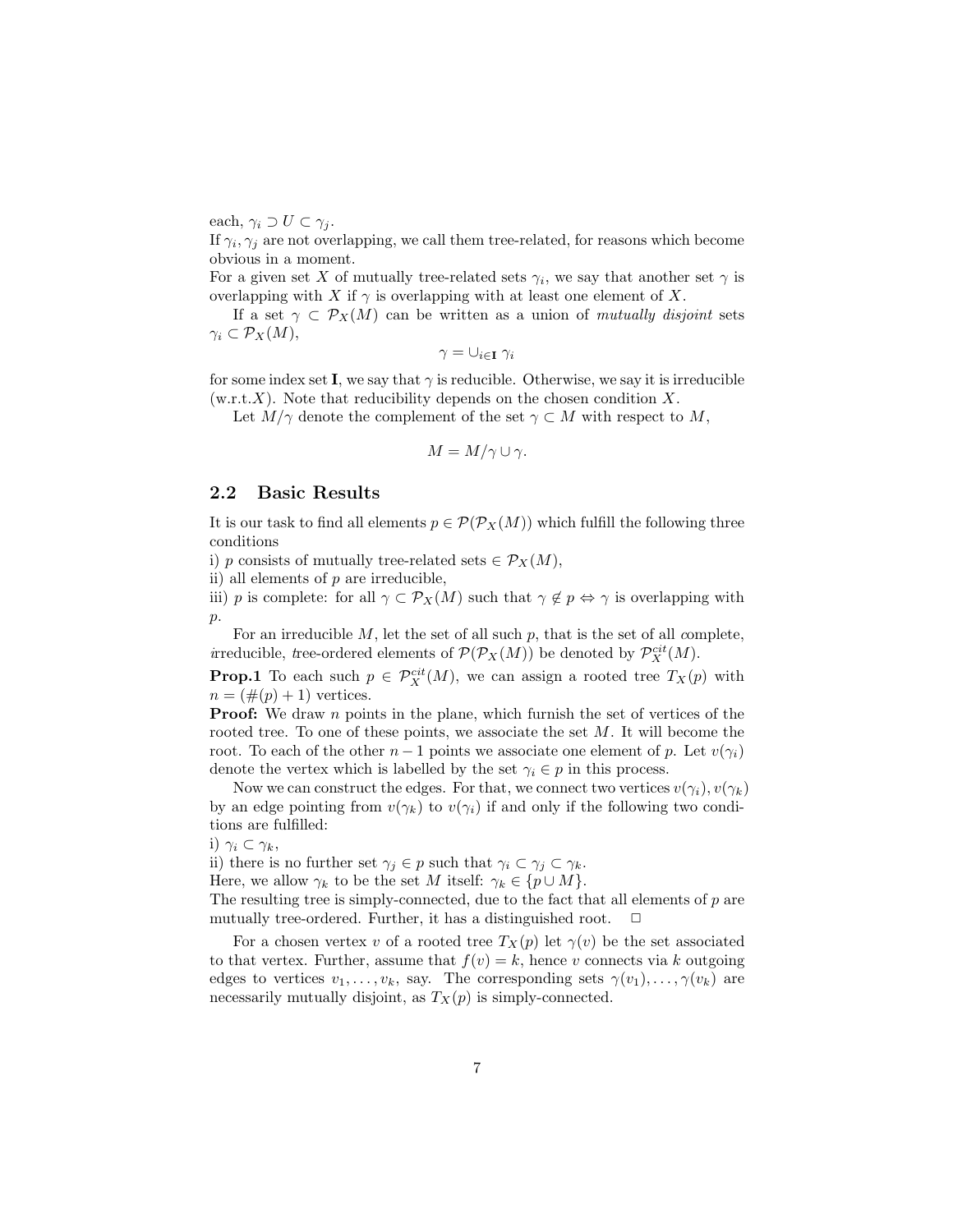each, $\gamma_i \supset U \subset \gamma_j$.
If $\gamma_i, \gamma_j$ are not overlapping, we call them tree-related, for reasons which become obvious in a moment.
For a given set $X$ of mutually tree-related sets $\gamma_i$, we say that another set $\gamma$ is overlapping with $X$ if $\gamma$ is overlapping with at least one element of $X$.

If a set $\gamma \subset \mathcal{P}_X(M)$ can be written as a union of *mutually disjoint* sets $\gamma_i \subset \mathcal{P}_X(M)$,

$$\gamma = \cup_{i \in \mathbf{I}} \gamma_i$$

for some index set $\mathbf{I}$, we say that $\gamma$ is reducible. Otherwise, we say it is irreducible (w.r.t.$X$). Note that reducibility depends on the chosen condition $X$.

Let $M/\gamma$ denote the complement of the set $\gamma \subset M$ with respect to $M$,

$$M = M/\gamma \cup \gamma.$$

## 2.2 Basic Results

It is our task to find all elements $p \in \mathcal{P}(\mathcal{P}_X(M))$ which fulfill the following three conditions

i) $p$ consists of mutually tree-related sets $\in \mathcal{P}_X(M)$,
ii) all elements of $p$ are irreducible,
iii) $p$ is complete: for all $\gamma \subset \mathcal{P}_X(M)$ such that $\gamma \notin p \Leftrightarrow \gamma$ is overlapping with $p$.

For an irreducible $M$, let the set of all such $p$, that is the set of all *c*omplete, *i*rreducible, *t*ree-ordered elements of $\mathcal{P}(\mathcal{P}_X(M))$ be denoted by $\mathcal{P}_X^{cit}(M)$.

**Prop.1** To each such $p \in \mathcal{P}_X^{cit}(M)$, we can assign a rooted tree $T_X(p)$ with $n = (\#(p) + 1)$ vertices.

**Proof:** We draw $n$ points in the plane, which furnish the set of vertices of the rooted tree. To one of these points, we associate the set $M$. It will become the root. To each of the other $n-1$ points we associate one element of $p$. Let $v(\gamma_i)$ denote the vertex which is labelled by the set $\gamma_i \in p$ in this process.

Now we can construct the edges. For that, we connect two vertices $v(\gamma_i), v(\gamma_k)$ by an edge pointing from $v(\gamma_k)$ to $v(\gamma_i)$ if and only if the following two conditions are fulfilled:

i) $\gamma_i \subset \gamma_k$,
ii) there is no further set $\gamma_j \in p$ such that $\gamma_i \subset \gamma_j \subset \gamma_k$.
Here, we allow $\gamma_k$ to be the set $M$ itself: $\gamma_k \in \{p \cup M\}$.
The resulting tree is simply-connected, due to the fact that all elements of $p$ are mutually tree-ordered. Further, it has a distinguished root. $\Box$

For a chosen vertex $v$ of a rooted tree $T_X(p)$ let $\gamma(v)$ be the set associated to that vertex. Further, assume that $f(v) = k$, hence $v$ connects via $k$ outgoing edges to vertices $v_1, \ldots, v_k$, say. The corresponding sets $\gamma(v_1), \ldots, \gamma(v_k)$ are necessarily mutually disjoint, as $T_X(p)$ is simply-connected.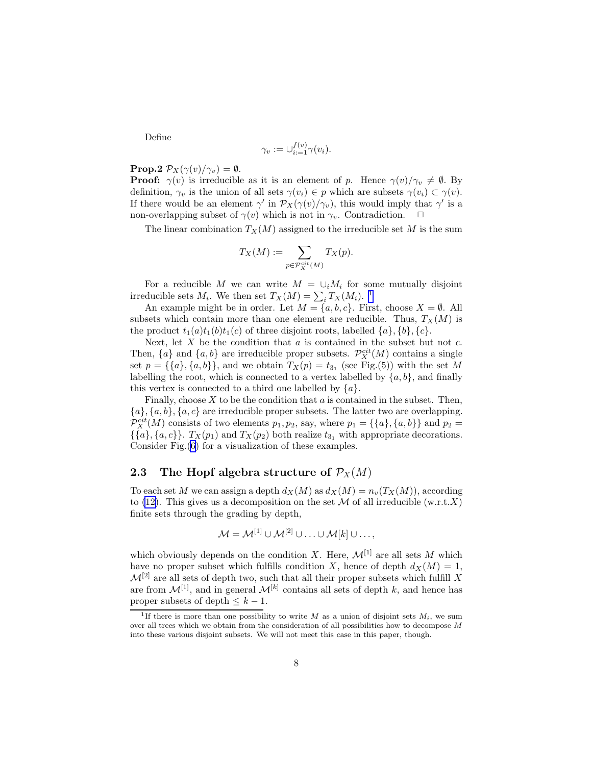Define

$$\gamma_v := \cup_{i:=1}^{f(v)} \gamma(v_i).$$

**Prop.2** $\mathcal{P}_X(\gamma(v)/\gamma_v) = \emptyset$.
**Proof:** $\gamma(v)$ is irreducible as it is an element of $p$. Hence $\gamma(v)/\gamma_v \neq \emptyset$. By definition, $\gamma_v$ is the union of all sets $\gamma(v_i) \in p$ which are subsets $\gamma(v_i) \subset \gamma(v)$. If there would be an element $\gamma'$ in $\mathcal{P}_X(\gamma(v)/\gamma_v)$, this would imply that $\gamma'$ is a non-overlapping subset of $\gamma(v)$ which is not in $\gamma_v$. Contradiction. $\Box$

The linear combination $T_X(M)$ assigned to the irreducible set $M$ is the sum

$$T_X(M) := \sum_{p \in \mathcal{P}_X^{cit}(M)} T_X(p).$$

For a reducible $M$ we can write $M = \cup_i M_i$ for some mutually disjoint irreducible sets $M_i$. We then set $T_X(M) = \sum_i T_X(M_i)$. [1]

An example might be in order. Let $M = \{a, b, c\}$. First, choose $X = \emptyset$. All subsets which contain more than one element are reducible. Thus, $T_X(M)$ is the product $t_1(a)t_1(b)t_1(c)$ of three disjoint roots, labelled $\{a\}, \{b\}, \{c\}$.

Next, let $X$ be the condition that $a$ is contained in the subset but not $c$. Then, $\{a\}$ and $\{a, b\}$ are irreducible proper subsets. $\mathcal{P}_X^{cit}(M)$ contains a single set $p = \{\{a\}, \{a, b\}\}$, and we obtain $T_X(p) = t_{3_1}$ (see Fig.(5)) with the set $M$ labelling the root, which is connected to a vertex labelled by $\{a, b\}$, and finally this vertex is connected to a third one labelled by $\{a\}$.

Finally, choose $X$ to be the condition that $a$ is contained in the subset. Then, $\{a\}, \{a, b\}, \{a, c\}$ are irreducible proper subsets. The latter two are overlapping. $\mathcal{P}_X^{cit}(M)$ consists of two elements $p_1, p_2$, say, where $p_1 = \{\{a\}, \{a, b\}\}$ and $p_2 = \{\{a\}, \{a, c\}\}$. $T_X(p_1)$ and $T_X(p_2)$ both realize $t_{3_1}$ with appropriate decorations. Consider Fig.(6) for a visualization of these examples.

## 2.3 The Hopf algebra structure of $\mathcal{P}_X(M)$

To each set $M$ we can assign a depth $d_X(M)$ as $d_X(M) = n_v(T_X(M))$, according to (12). This gives us a decomposition on the set $\mathcal{M}$ of all irreducible (w.r.t.$X$) finite sets through the grading by depth,

$$\mathcal{M} = \mathcal{M}^{[1]} \cup \mathcal{M}^{[2]} \cup \ldots \cup \mathcal{M}[k] \cup \ldots,$$

which obviously depends on the condition $X$. Here, $\mathcal{M}^{[1]}$ are all sets $M$ which have no proper subset which fulfills condition $X$, hence of depth $d_X(M) = 1$, $\mathcal{M}^{[2]}$ are all sets of depth two, such that all their proper subsets which fulfill $X$ are from $\mathcal{M}^{[1]}$, and in general $\mathcal{M}^{[k]}$ contains all sets of depth $k$, and hence has proper subsets of depth $\leq k - 1$.

[1] If there is more than one possibility to write $M$ as a union of disjoint sets $M_i$, we sum over all trees which we obtain from the consideration of all possibilities how to decompose $M$ into these various disjoint subsets. We will not meet this case in this paper, though.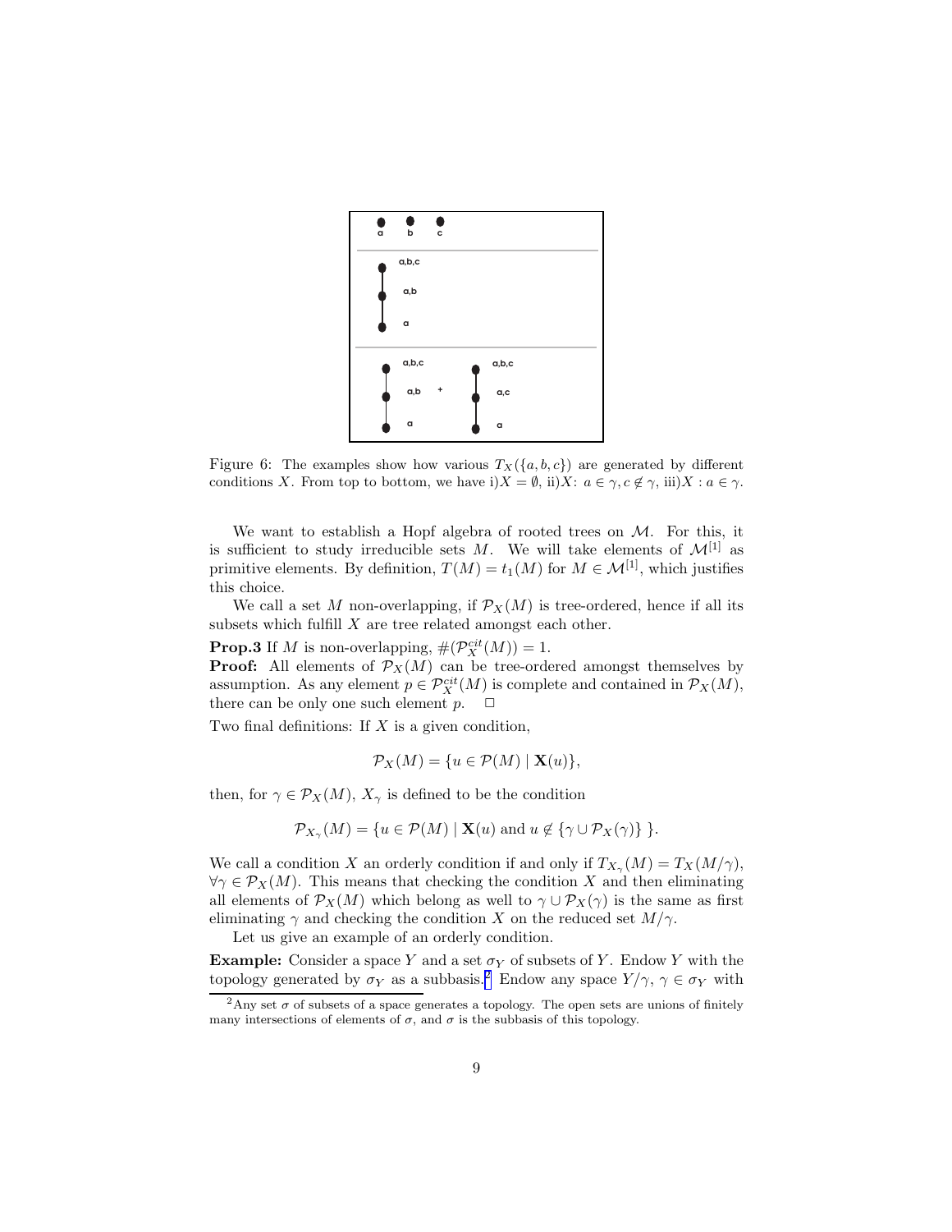Figure 6: The examples show how various $T_X(\{a,b,c\})$ are generated by different conditions $X$. From top to bottom, we have i)$X = \emptyset$, ii)$X$: $a \in \gamma, c \notin \gamma$, iii)$X : a \in \gamma$.

We want to establish a Hopf algebra of rooted trees on $\mathcal{M}$. For this, it is sufficient to study irreducible sets $M$. We will take elements of $\mathcal{M}^{[1]}$ as primitive elements. By definition, $T(M) = t_1(M)$ for $M \in \mathcal{M}^{[1]}$, which justifies this choice.

We call a set $M$ non-overlapping, if $\mathcal{P}_X(M)$ is tree-ordered, hence if all its subsets which fulfill $X$ are tree related amongst each other.

**Prop.3** If $M$ is non-overlapping, $\#(\mathcal{P}_X^{cit}(M)) = 1$.

**Proof:** All elements of $\mathcal{P}_X(M)$ can be tree-ordered amongst themselves by assumption. As any element $p \in \mathcal{P}_X^{cit}(M)$ is complete and contained in $\mathcal{P}_X(M)$, there can be only one such element $p$. $\Box$

Two final definitions: If $X$ is a given condition,

$$\mathcal{P}_X(M) = \{u \in \mathcal{P}(M) \mid \mathbf{X}(u)\},$$

then, for $\gamma \in \mathcal{P}_X(M)$, $X_\gamma$ is defined to be the condition

$$\mathcal{P}_{X_\gamma}(M) = \{u \in \mathcal{P}(M) \mid \mathbf{X}(u) \text{ and } u \notin \{\gamma \cup \mathcal{P}_X(\gamma)\}\ \}.$$

We call a condition $X$ an orderly condition if and only if $T_{X_\gamma}(M) = T_X(M/\gamma)$, $\forall \gamma \in \mathcal{P}_X(M)$. This means that checking the condition $X$ and then eliminating all elements of $\mathcal{P}_X(M)$ which belong as well to $\gamma \cup \mathcal{P}_X(\gamma)$ is the same as first eliminating $\gamma$ and checking the condition $X$ on the reduced set $M/\gamma$.

Let us give an example of an orderly condition.

**Example:** Consider a space $Y$ and a set $\sigma_Y$ of subsets of $Y$. Endow $Y$ with the topology generated by $\sigma_Y$ as a subbasis.[2] Endow any space $Y/\gamma$, $\gamma \in \sigma_Y$ with

[2] Any set $\sigma$ of subsets of a space generates a topology. The open sets are unions of finitely many intersections of elements of $\sigma$, and $\sigma$ is the subbasis of this topology.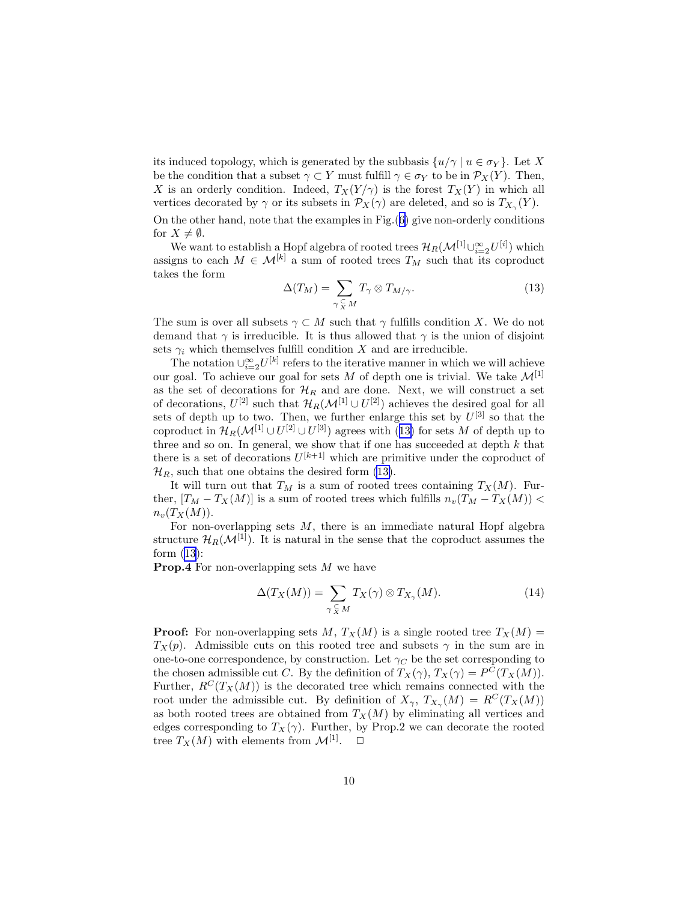its induced topology, which is generated by the subbasis $\{u/\gamma \mid u \in \sigma_Y\}$. Let $X$ be the condition that a subset $\gamma \subset Y$ must fulfill $\gamma \in \sigma_Y$ to be in $\mathcal{P}_X(Y)$. Then, $X$ is an orderly condition. Indeed, $T_X(Y/\gamma)$ is the forest $T_X(Y)$ in which all vertices decorated by $\gamma$ or its subsets in $\mathcal{P}_X(\gamma)$ are deleted, and so is $T_{X_\gamma}(Y)$. On the other hand, note that the examples in Fig.(6) give non-orderly conditions for $X \neq \emptyset$.

We want to establish a Hopf algebra of rooted trees $\mathcal{H}_R(\mathcal{M}^{[1]} \cup_{i=2}^{\infty} U^{[i]})$ which assigns to each $M \in \mathcal{M}^{[k]}$ a sum of rooted trees $T_M$ such that its coproduct takes the form

$$\Delta(T_M) = \sum_{\gamma \underset{X}{\subset} M} T_\gamma \otimes T_{M/\gamma}. \tag{13}$$

The sum is over all subsets $\gamma \subset M$ such that $\gamma$ fulfills condition $X$. We do not demand that $\gamma$ is irreducible. It is thus allowed that $\gamma$ is the union of disjoint sets $\gamma_i$ which themselves fulfill condition $X$ and are irreducible.

The notation $\cup_{i=2}^{\infty} U^{[k]}$ refers to the iterative manner in which we will achieve our goal. To achieve our goal for sets $M$ of depth one is trivial. We take $\mathcal{M}^{[1]}$ as the set of decorations for $\mathcal{H}_R$ and are done. Next, we will construct a set of decorations, $U^{[2]}$ such that $\mathcal{H}_R(\mathcal{M}^{[1]} \cup U^{[2]})$ achieves the desired goal for all sets of depth up to two. Then, we further enlarge this set by $U^{[3]}$ so that the coproduct in $\mathcal{H}_R(\mathcal{M}^{[1]} \cup U^{[2]} \cup U^{[3]})$ agrees with (13) for sets $M$ of depth up to three and so on. In general, we show that if one has succeeded at depth $k$ that there is a set of decorations $U^{[k+1]}$ which are primitive under the coproduct of $\mathcal{H}_R$, such that one obtains the desired form (13).

It will turn out that $T_M$ is a sum of rooted trees containing $T_X(M)$. Further, $[T_M - T_X(M)]$ is a sum of rooted trees which fulfills $n_v(T_M - T_X(M)) < n_v(T_X(M))$.

For non-overlapping sets $M$, there is an immediate natural Hopf algebra structure $\mathcal{H}_R(\mathcal{M}^{[1]})$. It is natural in the sense that the coproduct assumes the form (13):

**Prop.4** For non-overlapping sets $M$ we have

$$\Delta(T_X(M)) = \sum_{\gamma \underset{X}{\subset} M} T_X(\gamma) \otimes T_{X_\gamma}(M). \tag{14}$$

**Proof:** For non-overlapping sets $M$, $T_X(M)$ is a single rooted tree $T_X(M) = T_X(p)$. Admissible cuts on this rooted tree and subsets $\gamma$ in the sum are in one-to-one correspondence, by construction. Let $\gamma_C$ be the set corresponding to the chosen admissible cut $C$. By the definition of $T_X(\gamma)$, $T_X(\gamma) = P^C(T_X(M))$. Further, $R^C(T_X(M))$ is the decorated tree which remains connected with the root under the admissible cut. By definition of $X_\gamma$, $T_{X_\gamma}(M) = R^C(T_X(M))$ as both rooted trees are obtained from $T_X(M)$ by eliminating all vertices and edges corresponding to $T_X(\gamma)$. Further, by Prop.2 we can decorate the rooted tree $T_X(M)$ with elements from $\mathcal{M}^{[1]}$. $\square$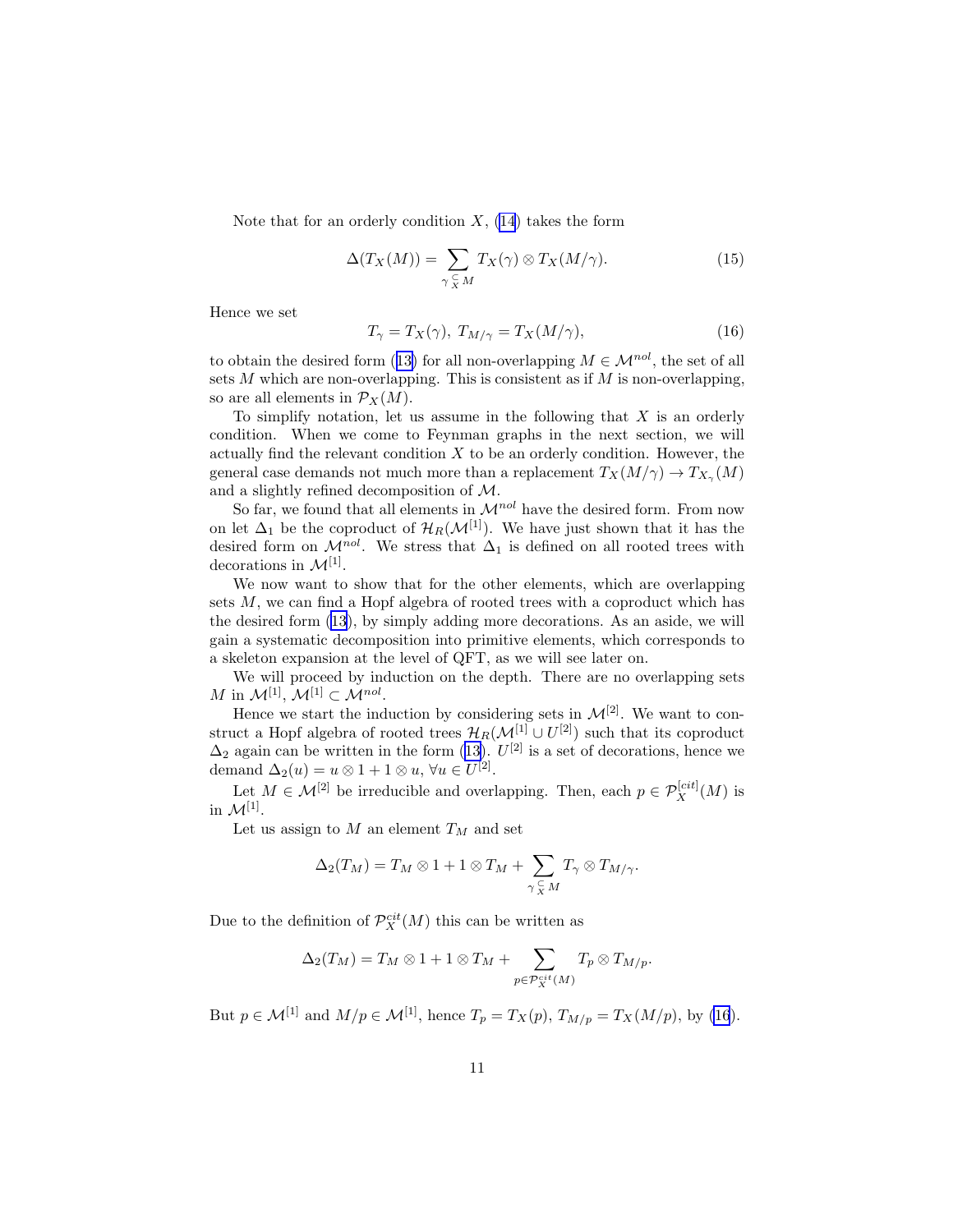Note that for an orderly condition $X$, (14) takes the form

$$\Delta(T_X(M)) = \sum_{\gamma \underset{X}{\subset} M} T_X(\gamma) \otimes T_X(M/\gamma). \tag{15}$$

Hence we set

$$T_\gamma = T_X(\gamma),\; T_{M/\gamma} = T_X(M/\gamma), \tag{16}$$

to obtain the desired form (13) for all non-overlapping $M \in \mathcal{M}^{nol}$, the set of all sets $M$ which are non-overlapping. This is consistent as if $M$ is non-overlapping, so are all elements in $\mathcal{P}_X(M)$.

To simplify notation, let us assume in the following that $X$ is an orderly condition. When we come to Feynman graphs in the next section, we will actually find the relevant condition $X$ to be an orderly condition. However, the general case demands not much more than a replacement $T_X(M/\gamma) \to T_{X_\gamma}(M)$ and a slightly refined decomposition of $\mathcal{M}$.

So far, we found that all elements in $\mathcal{M}^{nol}$ have the desired form. From now on let $\Delta_1$ be the coproduct of $\mathcal{H}_R(\mathcal{M}^{[1]})$. We have just shown that it has the desired form on $\mathcal{M}^{nol}$. We stress that $\Delta_1$ is defined on all rooted trees with decorations in $\mathcal{M}^{[1]}$.

We now want to show that for the other elements, which are overlapping sets $M$, we can find a Hopf algebra of rooted trees with a coproduct which has the desired form (13), by simply adding more decorations. As an aside, we will gain a systematic decomposition into primitive elements, which corresponds to a skeleton expansion at the level of QFT, as we will see later on.

We will proceed by induction on the depth. There are no overlapping sets $M$ in $\mathcal{M}^{[1]}$, $\mathcal{M}^{[1]} \subset \mathcal{M}^{nol}$.

Hence we start the induction by considering sets in $\mathcal{M}^{[2]}$. We want to construct a Hopf algebra of rooted trees $\mathcal{H}_R(\mathcal{M}^{[1]} \cup U^{[2]})$ such that its coproduct $\Delta_2$ again can be written in the form (13). $U^{[2]}$ is a set of decorations, hence we demand $\Delta_2(u) = u \otimes 1 + 1 \otimes u$, $\forall u \in U^{[2]}$.

Let $M \in \mathcal{M}^{[2]}$ be irreducible and overlapping. Then, each $p \in \mathcal{P}_X^{[cit]}(M)$ is in $\mathcal{M}^{[1]}$.

Let us assign to $M$ an element $T_M$ and set

$$\Delta_2(T_M) = T_M \otimes 1 + 1 \otimes T_M + \sum_{\gamma \underset{X}{\subset} M} T_\gamma \otimes T_{M/\gamma}.$$

Due to the definition of $\mathcal{P}_X^{cit}(M)$ this can be written as

$$\Delta_2(T_M) = T_M \otimes 1 + 1 \otimes T_M + \sum_{p \in \mathcal{P}_X^{cit}(M)} T_p \otimes T_{M/p}.$$

But $p \in \mathcal{M}^{[1]}$ and $M/p \in \mathcal{M}^{[1]}$, hence $T_p = T_X(p)$, $T_{M/p} = T_X(M/p)$, by (16).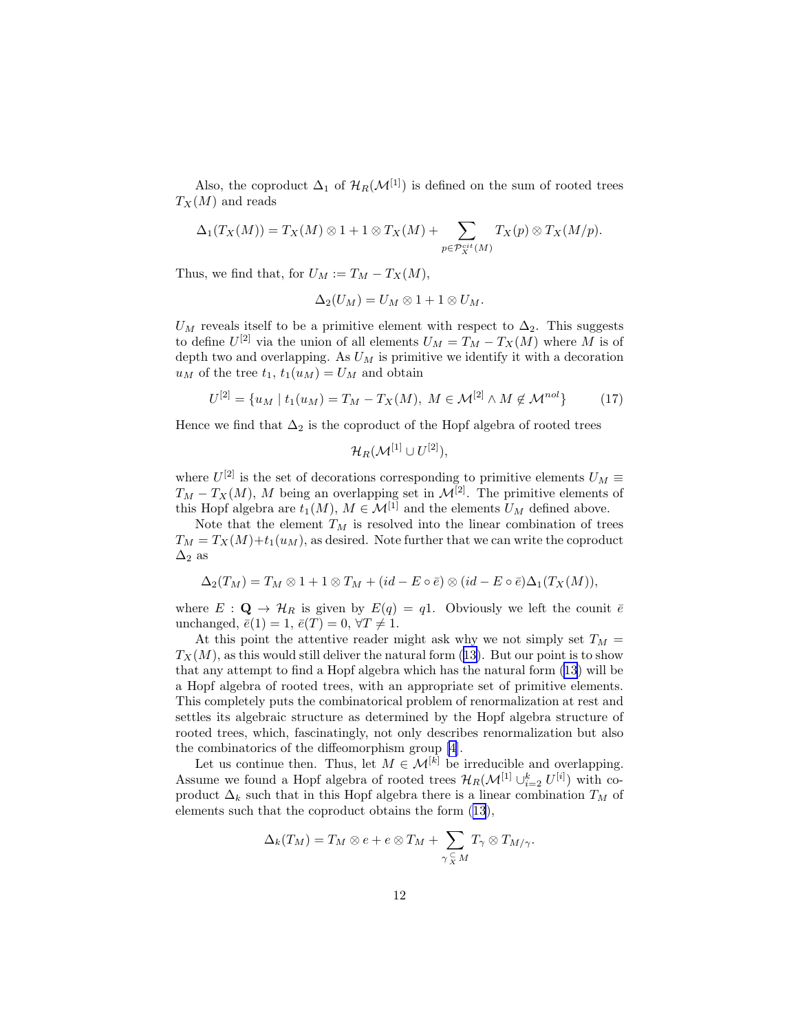Also, the coproduct $\Delta_1$ of $\mathcal{H}_R(\mathcal{M}^{[1]})$ is defined on the sum of rooted trees $T_X(M)$ and reads

$$\Delta_1(T_X(M)) = T_X(M) \otimes 1 + 1 \otimes T_X(M) + \sum_{p \in \mathcal{P}_X^{cit}(M)} T_X(p) \otimes T_X(M/p).$$

Thus, we find that, for $U_M := T_M - T_X(M)$,

$$\Delta_2(U_M) = U_M \otimes 1 + 1 \otimes U_M.$$

$U_M$ reveals itself to be a primitive element with respect to $\Delta_2$. This suggests to define $U^{[2]}$ via the union of all elements $U_M = T_M - T_X(M)$ where $M$ is of depth two and overlapping. As $U_M$ is primitive we identify it with a decoration $u_M$ of the tree $t_1$, $t_1(u_M) = U_M$ and obtain

$$U^{[2]} = \{u_M \mid t_1(u_M) = T_M - T_X(M),\ M \in \mathcal{M}^{[2]} \wedge M \notin \mathcal{M}^{nol}\} \tag{17}$$

Hence we find that $\Delta_2$ is the coproduct of the Hopf algebra of rooted trees

$$\mathcal{H}_R(\mathcal{M}^{[1]} \cup U^{[2]}),$$

where $U^{[2]}$ is the set of decorations corresponding to primitive elements $U_M \equiv T_M - T_X(M)$, $M$ being an overlapping set in $\mathcal{M}^{[2]}$. The primitive elements of this Hopf algebra are $t_1(M)$, $M \in \mathcal{M}^{[1]}$ and the elements $U_M$ defined above.

Note that the element $T_M$ is resolved into the linear combination of trees $T_M = T_X(M) + t_1(u_M)$, as desired. Note further that we can write the coproduct $\Delta_2$ as

$$\Delta_2(T_M) = T_M \otimes 1 + 1 \otimes T_M + (id - E \circ \bar{e}) \otimes (id - E \circ \bar{e})\Delta_1(T_X(M)),$$

where $E : \mathbf{Q} \to \mathcal{H}_R$ is given by $E(q) = q1$. Obviously we left the counit $\bar{e}$ unchanged, $\bar{e}(1) = 1$, $\bar{e}(T) = 0$, $\forall T \neq 1$.

At this point the attentive reader might ask why we not simply set $T_M = T_X(M)$, as this would still deliver the natural form (13). But our point is to show that any attempt to find a Hopf algebra which has the natural form (13) will be a Hopf algebra of rooted trees, with an appropriate set of primitive elements. This completely puts the combinatorical problem of renormalization at rest and settles its algebraic structure as determined by the Hopf algebra structure of rooted trees, which, fascinatingly, not only describes renormalization but also the combinatorics of the diffeomorphism group [4].

Let us continue then. Thus, let $M \in \mathcal{M}^{[k]}$ be irreducible and overlapping. Assume we found a Hopf algebra of rooted trees $\mathcal{H}_R(\mathcal{M}^{[1]} \cup_{i=2}^{k} U^{[i]})$ with coproduct $\Delta_k$ such that in this Hopf algebra there is a linear combination $T_M$ of elements such that the coproduct obtains the form (13),

$$\Delta_k(T_M) = T_M \otimes e + e \otimes T_M + \sum_{\gamma \underset{X}{\subset} M} T_\gamma \otimes T_{M/\gamma}.$$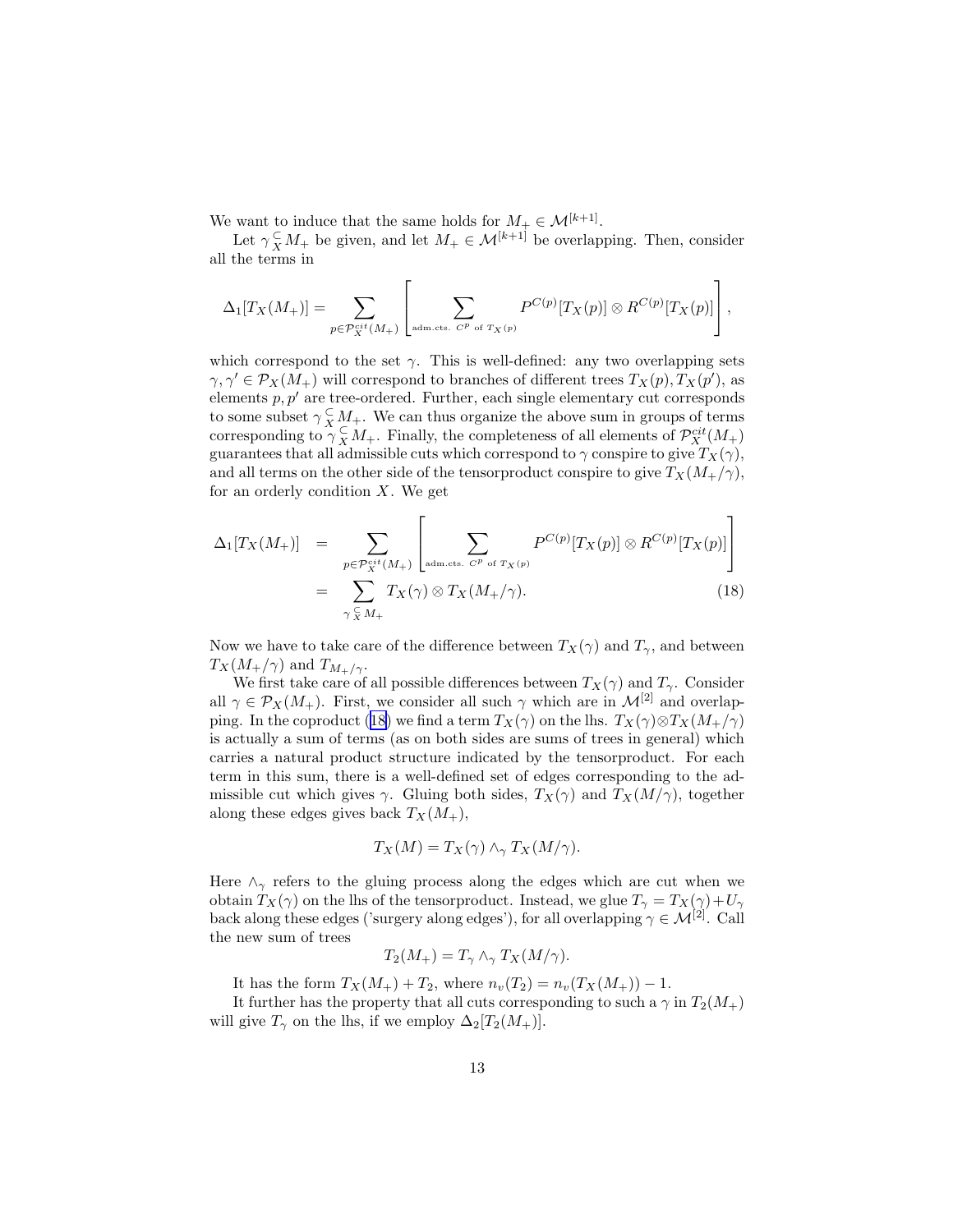We want to induce that the same holds for $M_+ \in \mathcal{M}^{[k+1]}$.

Let $\gamma \subsetneq_X M_+$ be given, and let $M_+ \in \mathcal{M}^{[k+1]}$ be overlapping. Then, consider all the terms in

$$\Delta_1[T_X(M_+)] = \sum_{p \in \mathcal{P}_X^{cit}(M_+)} \left[ \sum_{\text{adm.cts. } C^p \text{ of } T_X(p)} P^{C(p)}[T_X(p)] \otimes R^{C(p)}[T_X(p)] \right],$$

which correspond to the set $\gamma$. This is well-defined: any two overlapping sets $\gamma, \gamma' \in \mathcal{P}_X(M_+)$ will correspond to branches of different trees $T_X(p), T_X(p')$, as elements $p, p'$ are tree-ordered. Further, each single elementary cut corresponds to some subset $\gamma \subsetneq_X M_+$. We can thus organize the above sum in groups of terms corresponding to $\gamma \subsetneq_X M_+$. Finally, the completeness of all elements of $\mathcal{P}_X^{cit}(M_+)$ guarantees that all admissible cuts which correspond to $\gamma$ conspire to give $T_X(\gamma)$, and all terms on the other side of the tensorproduct conspire to give $T_X(M_+/\gamma)$, for an orderly condition $X$. We get

$$\begin{aligned}
\Delta_1[T_X(M_+)] &= \sum_{p \in \mathcal{P}_X^{cit}(M_+)} \left[ \sum_{\text{adm.cts. } C^p \text{ of } T_X(p)} P^{C(p)}[T_X(p)] \otimes R^{C(p)}[T_X(p)] \right] \\
&= \sum_{\gamma \subsetneq_X M_+} T_X(\gamma) \otimes T_X(M_+/\gamma). \qquad (18)
\end{aligned}$$

Now we have to take care of the difference between $T_X(\gamma)$ and $T_\gamma$, and between $T_X(M_+/\gamma)$ and $T_{M_+/\gamma}$.

We first take care of all possible differences between $T_X(\gamma)$ and $T_\gamma$. Consider all $\gamma \in \mathcal{P}_X(M_+)$. First, we consider all such $\gamma$ which are in $\mathcal{M}^{[2]}$ and overlapping. In the coproduct (18) we find a term $T_X(\gamma)$ on the lhs. $T_X(\gamma) \otimes T_X(M_+/\gamma)$ is actually a sum of terms (as on both sides are sums of trees in general) which carries a natural product structure indicated by the tensorproduct. For each term in this sum, there is a well-defined set of edges corresponding to the admissible cut which gives $\gamma$. Gluing both sides, $T_X(\gamma)$ and $T_X(M/\gamma)$, together along these edges gives back $T_X(M_+)$,

$$T_X(M) = T_X(\gamma) \wedge_\gamma T_X(M/\gamma).$$

Here $\wedge_\gamma$ refers to the gluing process along the edges which are cut when we obtain $T_X(\gamma)$ on the lhs of the tensorproduct. Instead, we glue $T_\gamma = T_X(\gamma) + U_\gamma$ back along these edges ('surgery along edges'), for all overlapping $\gamma \in \mathcal{M}^{[2]}$. Call the new sum of trees

$$T_2(M_+) = T_\gamma \wedge_\gamma T_X(M/\gamma).$$

It has the form $T_X(M_+) + T_2$, where $n_v(T_2) = n_v(T_X(M_+)) - 1$.

It further has the property that all cuts corresponding to such a $\gamma$ in $T_2(M_+)$ will give $T_\gamma$ on the lhs, if we employ $\Delta_2[T_2(M_+)]$.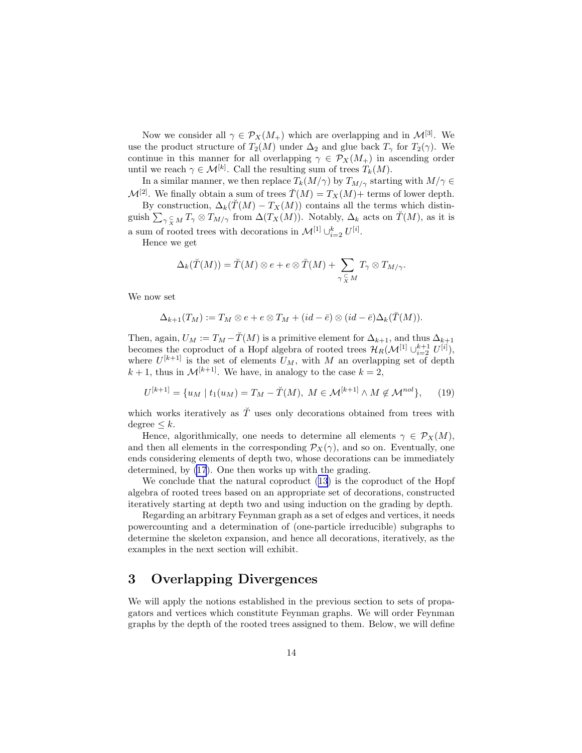Now we consider all $\gamma \in \mathcal{P}_X(M_+)$ which are overlapping and in $\mathcal{M}^{[3]}$. We use the product structure of $T_2(M)$ under $\Delta_2$ and glue back $T_\gamma$ for $T_2(\gamma)$. We continue in this manner for all overlapping $\gamma \in \mathcal{P}_X(M_+)$ in ascending order until we reach $\gamma \in \mathcal{M}^{[k]}$. Call the resulting sum of trees $T_k(M)$.

In a similar manner, we then replace $T_k(M/\gamma)$ by $T_{M/\gamma}$ starting with $M/\gamma \in \mathcal{M}^{[2]}$. We finally obtain a sum of trees $\breve{T}(M) = T_X(M) +$ terms of lower depth.

By construction, $\Delta_k(\breve{T}(M) - T_X(M))$ contains all the terms which distinguish $\sum_{\gamma \subseteq_X M} T_\gamma \otimes T_{M/\gamma}$ from $\Delta(T_X(M))$. Notably, $\Delta_k$ acts on $\breve{T}(M)$, as it is a sum of rooted trees with decorations in $\mathcal{M}^{[1]} \cup_{i=2}^{k} U^{[i]}$.

Hence we get

$$\Delta_k(\breve{T}(M)) = \breve{T}(M) \otimes e + e \otimes \breve{T}(M) + \sum_{\gamma \subseteq_X M} T_\gamma \otimes T_{M/\gamma}.$$

We now set

$$\Delta_{k+1}(T_M) := T_M \otimes e + e \otimes T_M + (id - \bar{e}) \otimes (id - \bar{e}) \Delta_k(\breve{T}(M)).$$

Then, again, $U_M := T_M - \breve{T}(M)$ is a primitive element for $\Delta_{k+1}$, and thus $\Delta_{k+1}$ becomes the coproduct of a Hopf algebra of rooted trees $\mathcal{H}_R(\mathcal{M}^{[1]} \cup_{i=2}^{k+1} U^{[i]})$, where $U^{[k+1]}$ is the set of elements $U_M$, with $M$ an overlapping set of depth $k+1$, thus in $\mathcal{M}^{[k+1]}$. We have, in analogy to the case $k = 2$,

$$U^{[k+1]} = \{u_M \mid t_1(u_M) = T_M - \breve{T}(M),\ M \in \mathcal{M}^{[k+1]} \wedge M \notin \mathcal{M}^{nol}\}, \qquad (19)$$

which works iteratively as $\breve{T}$ uses only decorations obtained from trees with degree $\leq k$.

Hence, algorithmically, one needs to determine all elements $\gamma \in \mathcal{P}_X(M)$, and then all elements in the corresponding $\mathcal{P}_X(\gamma)$, and so on. Eventually, one ends considering elements of depth two, whose decorations can be immediately determined, by (17). One then works up with the grading.

We conclude that the natural coproduct (13) is the coproduct of the Hopf algebra of rooted trees based on an appropriate set of decorations, constructed iteratively starting at depth two and using induction on the grading by depth.

Regarding an arbitrary Feynman graph as a set of edges and vertices, it needs powercounting and a determination of (one-particle irreducible) subgraphs to determine the skeleton expansion, and hence all decorations, iteratively, as the examples in the next section will exhibit.

# 3 Overlapping Divergences

We will apply the notions established in the previous section to sets of propagators and vertices which constitute Feynman graphs. We will order Feynman graphs by the depth of the rooted trees assigned to them. Below, we will define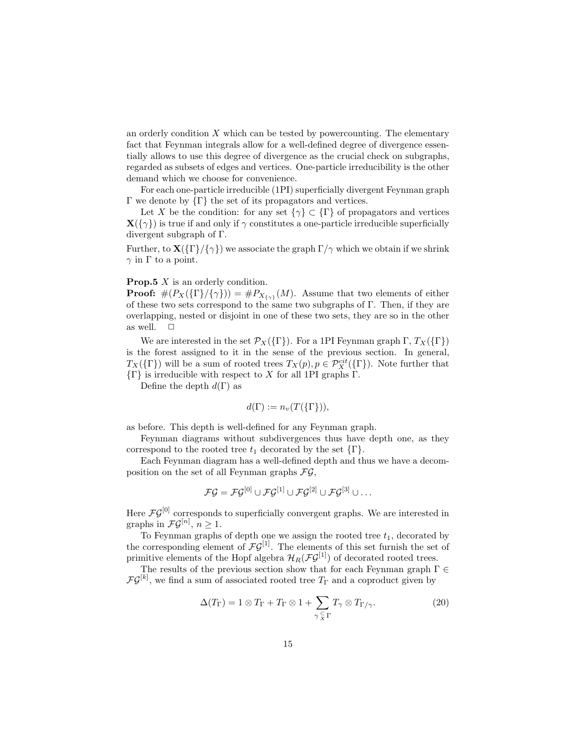an orderly condition $X$ which can be tested by powercounting. The elementary fact that Feynman integrals allow for a well-defined degree of divergence essentially allows to use this degree of divergence as the crucial check on subgraphs, regarded as subsets of edges and vertices. One-particle irreducibility is the other demand which we choose for convenience.

For each one-particle irreducible (1PI) superficially divergent Feynman graph $\Gamma$ we denote by $\{\Gamma\}$ the set of its propagators and vertices.

Let $X$ be the condition: for any set $\{\gamma\} \subset \{\Gamma\}$ of propagators and vertices $\mathbf{X}(\{\gamma\})$ is true if and only if $\gamma$ constitutes a one-particle irreducible superficially divergent subgraph of $\Gamma$.

Further, to $\mathbf{X}(\{\Gamma\}/\{\gamma\})$ we associate the graph $\Gamma/\gamma$ which we obtain if we shrink $\gamma$ in $\Gamma$ to a point.

**Prop.5** $X$ is an orderly condition.
**Proof:** $\#(P_X(\{\Gamma\}/\{\gamma\})) = \#P_{X_{\{\gamma\}}}(M)$. Assume that two elements of either of these two sets correspond to the same two subgraphs of $\Gamma$. Then, if they are overlapping, nested or disjoint in one of these two sets, they are so in the other as well. $\Box$

We are interested in the set $\mathcal{P}_X(\{\Gamma\})$. For a 1PI Feynman graph $\Gamma$, $T_X(\{\Gamma\})$ is the forest assigned to it in the sense of the previous section. In general, $T_X(\{\Gamma\})$ will be a sum of rooted trees $T_X(p), p \in \mathcal{P}_X^{cit}(\{\Gamma\})$. Note further that $\{\Gamma\}$ is irreducible with respect to $X$ for all 1PI graphs $\Gamma$.

Define the depth $d(\Gamma)$ as

$$d(\Gamma) := n_v(T(\{\Gamma\})),$$

as before. This depth is well-defined for any Feynman graph.

Feynman diagrams without subdivergences thus have depth one, as they correspond to the rooted tree $t_1$ decorated by the set $\{\Gamma\}$.

Each Feynman diagram has a well-defined depth and thus we have a decomposition on the set of all Feynman graphs $\mathcal{FG}$,

$$\mathcal{FG} = \mathcal{FG}^{[0]} \cup \mathcal{FG}^{[1]} \cup \mathcal{FG}^{[2]} \cup \mathcal{FG}^{[3]} \cup \ldots$$

Here $\mathcal{FG}^{[0]}$ corresponds to superficially convergent graphs. We are interested in graphs in $\mathcal{FG}^{[n]}$, $n \geq 1$.

To Feynman graphs of depth one we assign the rooted tree $t_1$, decorated by the corresponding element of $\mathcal{FG}^{[1]}$. The elements of this set furnish the set of primitive elements of the Hopf algebra $\mathcal{H}_R(\mathcal{FG}^{[1]})$ of decorated rooted trees.

The results of the previous section show that for each Feynman graph $\Gamma \in \mathcal{FG}^{[k]}$, we find a sum of associated rooted tree $T_\Gamma$ and a coproduct given by

$$\Delta(T_\Gamma) = 1 \otimes T_\Gamma + T_\Gamma \otimes 1 + \sum_{\gamma \underset{X}{\subset} \Gamma} T_\gamma \otimes T_{\Gamma/\gamma}. \tag{20}$$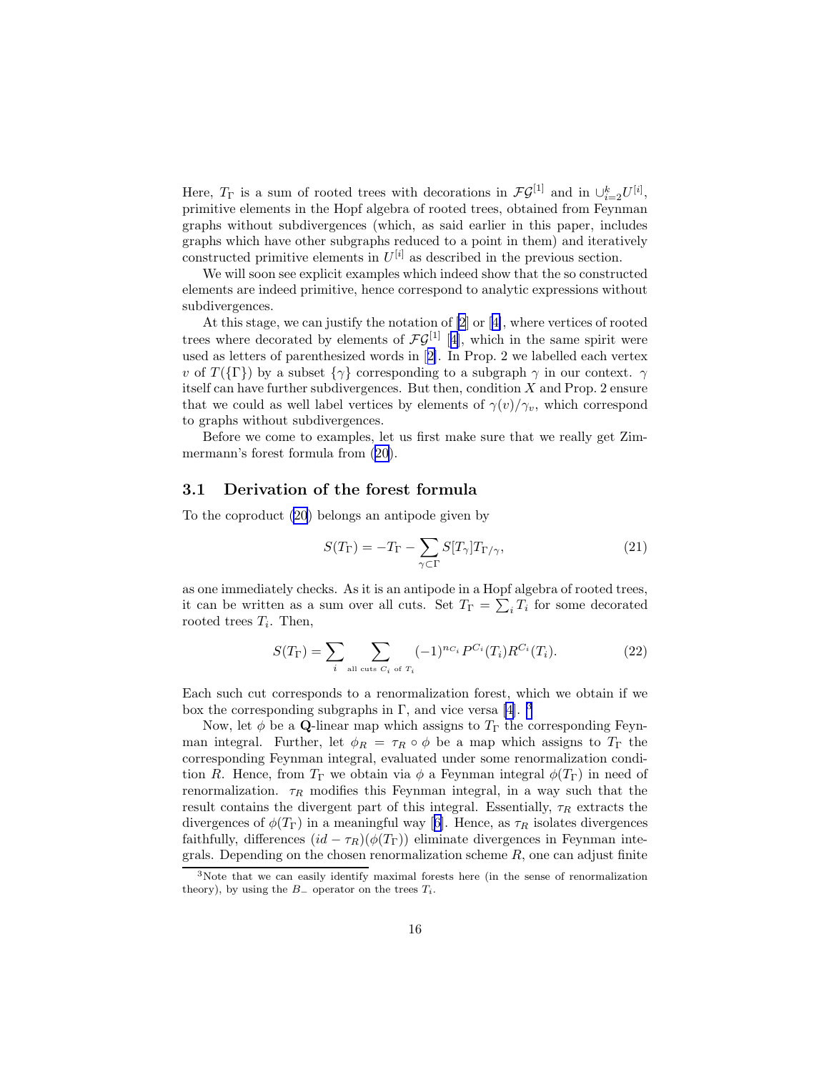Here, $T_\Gamma$ is a sum of rooted trees with decorations in $\mathcal{FG}^{[1]}$ and in $\cup_{i=2}^k U^{[i]}$, primitive elements in the Hopf algebra of rooted trees, obtained from Feynman graphs without subdivergences (which, as said earlier in this paper, includes graphs which have other subgraphs reduced to a point in them) and iteratively constructed primitive elements in $U^{[i]}$ as described in the previous section.

We will soon see explicit examples which indeed show that the so constructed elements are indeed primitive, hence correspond to analytic expressions without subdivergences.

At this stage, we can justify the notation of [2] or [4], where vertices of rooted trees where decorated by elements of $\mathcal{FG}^{[1]}$ [4], which in the same spirit were used as letters of parenthesized words in [2]. In Prop. 2 we labelled each vertex $v$ of $T(\{\Gamma\})$ by a subset $\{\gamma\}$ corresponding to a subgraph $\gamma$ in our context. $\gamma$ itself can have further subdivergences. But then, condition $X$ and Prop. 2 ensure that we could as well label vertices by elements of $\gamma(v)/\gamma_v$, which correspond to graphs without subdivergences.

Before we come to examples, let us first make sure that we really get Zimmermann's forest formula from (20).

### 3.1 Derivation of the forest formula

To the coproduct (20) belongs an antipode given by

$$S(T_\Gamma) = -T_\Gamma - \sum_{\gamma\subset\Gamma} S[T_\gamma]T_{\Gamma/\gamma}, \tag{21}$$

as one immediately checks. As it is an antipode in a Hopf algebra of rooted trees, it can be written as a sum over all cuts. Set $T_\Gamma = \sum_i T_i$ for some decorated rooted trees $T_i$. Then,

$$S(T_\Gamma) = \sum_i \sum_{\text{all cuts } C_i \text{ of } T_i} (-1)^{n_{C_i}} P^{C_i}(T_i)R^{C_i}(T_i). \tag{22}$$

Each such cut corresponds to a renormalization forest, which we obtain if we box the corresponding subgraphs in $\Gamma$, and vice versa [4]. [3]

Now, let $\phi$ be a $\mathbf{Q}$-linear map which assigns to $T_\Gamma$ the corresponding Feynman integral. Further, let $\phi_R = \tau_R \circ \phi$ be a map which assigns to $T_\Gamma$ the corresponding Feynman integral, evaluated under some renormalization condition $R$. Hence, from $T_\Gamma$ we obtain via $\phi$ a Feynman integral $\phi(T_\Gamma)$ in need of renormalization. $\tau_R$ modifies this Feynman integral, in a way such that the result contains the divergent part of this integral. Essentially, $\tau_R$ extracts the divergences of $\phi(T_\Gamma)$ in a meaningful way [6]. Hence, as $\tau_R$ isolates divergences faithfully, differences $(id - \tau_R)(\phi(T_\Gamma))$ eliminate divergences in Feynman integrals. Depending on the chosen renormalization scheme $R$, one can adjust finite

[3] Note that we can easily identify maximal forests here (in the sense of renormalization theory), by using the $B_-$ operator on the trees $T_i$.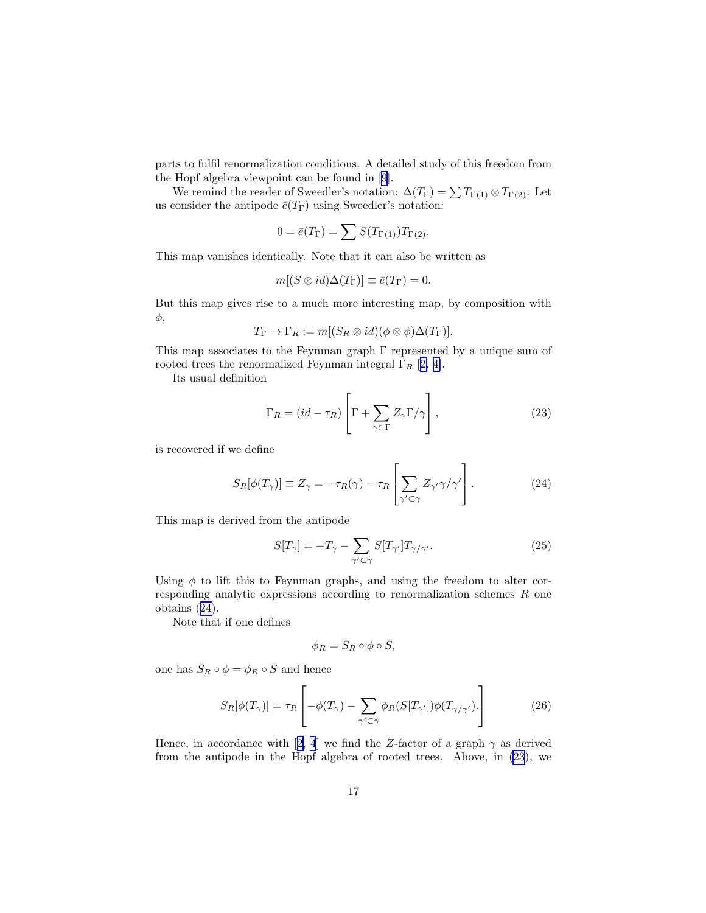parts to fulfil renormalization conditions. A detailed study of this freedom from the Hopf algebra viewpoint can be found in [9].

We remind the reader of Sweedler's notation: $\Delta(T_\Gamma) = \sum T_{\Gamma(1)} \otimes T_{\Gamma(2)}$. Let us consider the antipode $\bar{e}(T_\Gamma)$ using Sweedler's notation:

$$0 = \bar{e}(T_\Gamma) = \sum S(T_{\Gamma(1)}) T_{\Gamma(2)}.$$

This map vanishes identically. Note that it can also be written as

$$m[(S \otimes id)\Delta(T_\Gamma)] \equiv \bar{e}(T_\Gamma) = 0.$$

But this map gives rise to a much more interesting map, by composition with $\phi$,

$$T_\Gamma \to \Gamma_R := m[(S_R \otimes id)(\phi \otimes \phi)\Delta(T_\Gamma)].$$

This map associates to the Feynman graph $\Gamma$ represented by a unique sum of rooted trees the renormalized Feynman integral $\Gamma_R$ [2, 4].

Its usual definition

$$\Gamma_R = (id - \tau_R)\left[\Gamma + \sum_{\gamma \subset \Gamma} Z_\gamma \Gamma/\gamma\right], \tag{23}$$

is recovered if we define

$$S_R[\phi(T_\gamma)] \equiv Z_\gamma = -\tau_R(\gamma) - \tau_R\left[\sum_{\gamma' \subset \gamma} Z_{\gamma'} \gamma/\gamma'\right]. \tag{24}$$

This map is derived from the antipode

$$S[T_\gamma] = -T_\gamma - \sum_{\gamma' \subset \gamma} S[T_{\gamma'}] T_{\gamma/\gamma'}. \tag{25}$$

Using $\phi$ to lift this to Feynman graphs, and using the freedom to alter corresponding analytic expressions according to renormalization schemes $R$ one obtains (24).

Note that if one defines

$$\phi_R = S_R \circ \phi \circ S,$$

one has $S_R \circ \phi = \phi_R \circ S$ and hence

$$S_R[\phi(T_\gamma)] = \tau_R\left[-\phi(T_\gamma) - \sum_{\gamma' \subset \gamma} \phi_R(S[T_{\gamma'}])\phi(T_{\gamma/\gamma'}).\right] \tag{26}$$

Hence, in accordance with [2, 4] we find the $Z$-factor of a graph $\gamma$ as derived from the antipode in the Hopf algebra of rooted trees. Above, in (23), we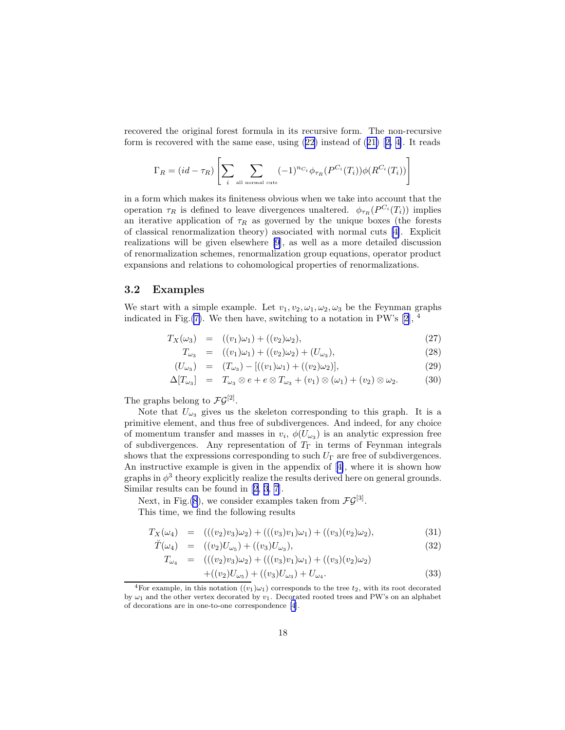recovered the original forest formula in its recursive form. The non-recursive form is recovered with the same ease, using (22) instead of (21) [2, 4]. It reads

$$\Gamma_R = (id - \tau_R)\left[\sum_i \sum_{\text{all normal cuts}} (-1)^{n_{C_i}} \phi_{\tau_R}(P^{C_i}(T_i))\phi(R^{C_i}(T_i))\right]$$

in a form which makes its finiteness obvious when we take into account that the operation $\tau_R$ is defined to leave divergences unaltered. $\phi_{\tau_R}(P^{C_i}(T_i))$ implies an iterative application of $\tau_R$ as governed by the unique boxes (the forests of classical renormalization theory) associated with normal cuts [4]. Explicit realizations will be given elsewhere [9], as well as a more detailed discussion of renormalization schemes, renormalization group equations, operator product expansions and relations to cohomological properties of renormalizations.

### 3.2 Examples

We start with a simple example. Let $v_1, v_2, \omega_1, \omega_2, \omega_3$ be the Feynman graphs indicated in Fig.(7). We then have, switching to a notation in PW's [2], [4]

$$T_X(\omega_3) = ((v_1)\omega_1) + ((v_2)\omega_2), \tag{27}$$

$$T_{\omega_3} = ((v_1)\omega_1) + ((v_2)\omega_2) + (U_{\omega_3}), \tag{28}$$

$$(U_{\omega_3}) = (T_{\omega_3}) - [((v_1)\omega_1) + ((v_2)\omega_2)], \tag{29}$$

$$\Delta[T_{\omega_3}] = T_{\omega_3} \otimes e + e \otimes T_{\omega_3} + (v_1) \otimes (\omega_1) + (v_2) \otimes \omega_2. \tag{30}$$

The graphs belong to $\mathcal{FG}^{[2]}$.

Note that $U_{\omega_3}$ gives us the skeleton corresponding to this graph. It is a primitive element, and thus free of subdivergences. And indeed, for any choice of momentum transfer and masses in $v_i$, $\phi(U_{\omega_3})$ is an analytic expression free of subdivergences. Any representation of $T_\Gamma$ in terms of Feynman integrals shows that the expressions corresponding to such $U_\Gamma$ are free of subdivergences. An instructive example is given in the appendix of [4], where it is shown how graphs in $\phi^3$ theory explicitly realize the results derived here on general grounds. Similar results can be found in [2, 3, 7].

Next, in Fig.(8), we consider examples taken from $\mathcal{FG}^{[3]}$.

This time, we find the following results

$$T_X(\omega_4) = (((v_2)v_3)\omega_2) + (((v_3)v_1)\omega_1) + ((v_3)(v_2)\omega_2), \tag{31}$$

$$\breve{T}(\omega_4) = ((v_2)U_{\omega_5}) + ((v_3)U_{\omega_3}), \tag{32}$$

$$T_{\omega_4} = (((v_2)v_3)\omega_2) + (((v_3)v_1)\omega_1) + ((v_3)(v_2)\omega_2) + ((v_2)U_{\omega_5}) + ((v_3)U_{\omega_3}) + U_{\omega_4}. \tag{33}$$

[4] For example, in this notation $((v_1)\omega_1)$ corresponds to the tree $t_2$, with its root decorated by $\omega_1$ and the other vertex decorated by $v_1$. Decorated rooted trees and PW's on an alphabet of decorations are in one-to-one correspondence [4].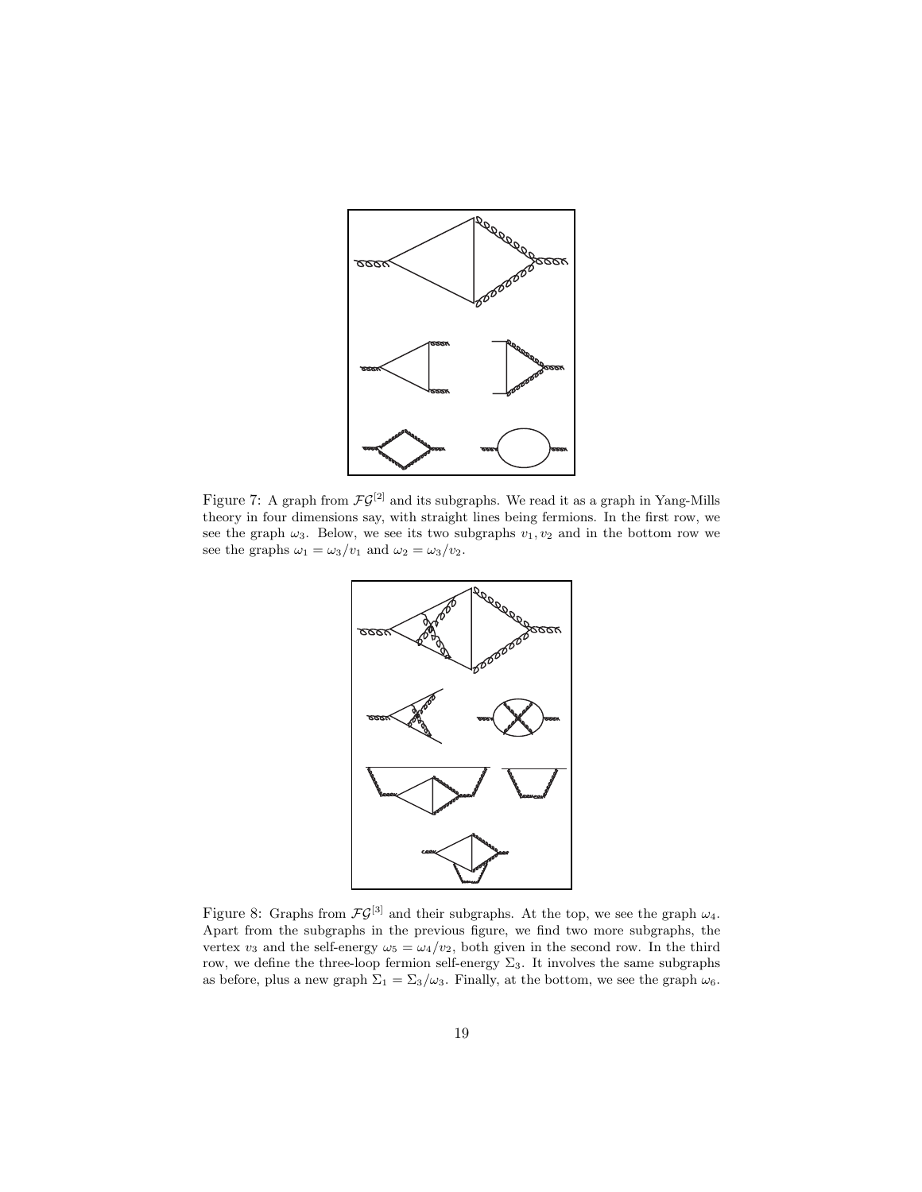Figure 7: A graph from $\mathcal{FG}^{[2]}$ and its subgraphs. We read it as a graph in Yang-Mills theory in four dimensions say, with straight lines being fermions. In the first row, we see the graph $\omega_3$. Below, we see its two subgraphs $v_1, v_2$ and in the bottom row we see the graphs $\omega_1 = \omega_3/v_1$ and $\omega_2 = \omega_3/v_2$.

Figure 8: Graphs from $\mathcal{FG}^{[3]}$ and their subgraphs. At the top, we see the graph $\omega_4$. Apart from the subgraphs in the previous figure, we find two more subgraphs, the vertex $v_3$ and the self-energy $\omega_5 = \omega_4/v_2$, both given in the second row. In the third row, we define the three-loop fermion self-energy $\Sigma_3$. It involves the same subgraphs as before, plus a new graph $\Sigma_1 = \Sigma_3/\omega_3$. Finally, at the bottom, we see the graph $\omega_6$.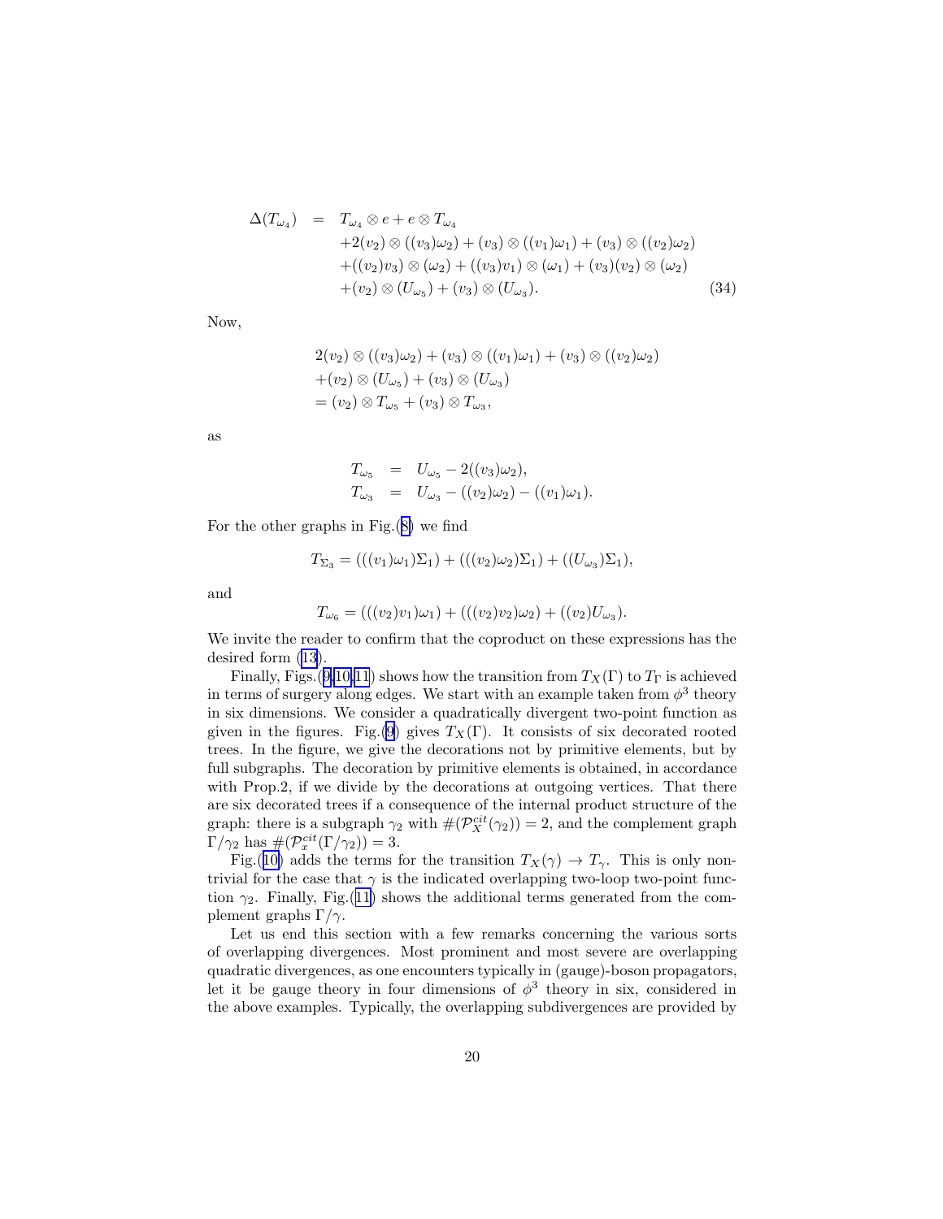$$
\begin{aligned}
\Delta(T_{\omega_4}) \;=\;& T_{\omega_4}\otimes e + e\otimes T_{\omega_4} \\
& +2(v_2)\otimes((v_3)\omega_2) + (v_3)\otimes((v_1)\omega_1) + (v_3)\otimes((v_2)\omega_2) \\
& +((v_2)v_3)\otimes(\omega_2) + ((v_3)v_1)\otimes(\omega_1) + (v_3)(v_2)\otimes(\omega_2) \\
& +(v_2)\otimes(U_{\omega_5}) + (v_3)\otimes(U_{\omega_3}). \qquad (34)
\end{aligned}
$$

Now,

$$
\begin{aligned}
& 2(v_2)\otimes((v_3)\omega_2) + (v_3)\otimes((v_1)\omega_1) + (v_3)\otimes((v_2)\omega_2) \\
& +(v_2)\otimes(U_{\omega_5}) + (v_3)\otimes(U_{\omega_3}) \\
& = (v_2)\otimes T_{\omega_5} + (v_3)\otimes T_{\omega_3},
\end{aligned}
$$

as

$$
\begin{aligned}
T_{\omega_5} &= U_{\omega_5} - 2((v_3)\omega_2), \\
T_{\omega_3} &= U_{\omega_3} - ((v_2)\omega_2) - ((v_1)\omega_1).
\end{aligned}
$$

For the other graphs in Fig.(8) we find

$$
T_{\Sigma_3} = (((v_1)\omega_1)\Sigma_1) + (((v_2)\omega_2)\Sigma_1) + ((U_{\omega_3})\Sigma_1),
$$

and

$$
T_{\omega_6} = (((v_2)v_1)\omega_1) + (((v_2)v_2)\omega_2) + ((v_2)U_{\omega_3}).
$$

We invite the reader to confirm that the coproduct on these expressions has the desired form (13).

Finally, Figs.(9,10,11) shows how the transition from $T_X(\Gamma)$ to $T_\Gamma$ is achieved in terms of surgery along edges. We start with an example taken from $\phi^3$ theory in six dimensions. We consider a quadratically divergent two-point function as given in the figures. Fig.(9) gives $T_X(\Gamma)$. It consists of six decorated rooted trees. In the figure, we give the decorations not by primitive elements, but by full subgraphs. The decoration by primitive elements is obtained, in accordance with Prop.2, if we divide by the decorations at outgoing vertices. That there are six decorated trees if a consequence of the internal product structure of the graph: there is a subgraph $\gamma_2$ with $\#(\mathcal{P}_X^{cit}(\gamma_2)) = 2$, and the complement graph $\Gamma/\gamma_2$ has $\#(\mathcal{P}_x^{cit}(\Gamma/\gamma_2)) = 3$.

Fig.(10) adds the terms for the transition $T_X(\gamma) \to T_\gamma$. This is only nontrivial for the case that $\gamma$ is the indicated overlapping two-loop two-point function $\gamma_2$. Finally, Fig.(11) shows the additional terms generated from the complement graphs $\Gamma/\gamma$.

Let us end this section with a few remarks concerning the various sorts of overlapping divergences. Most prominent and most severe are overlapping quadratic divergences, as one encounters typically in (gauge)-boson propagators, let it be gauge theory in four dimensions of $\phi^3$ theory in six, considered in the above examples. Typically, the overlapping subdivergences are provided by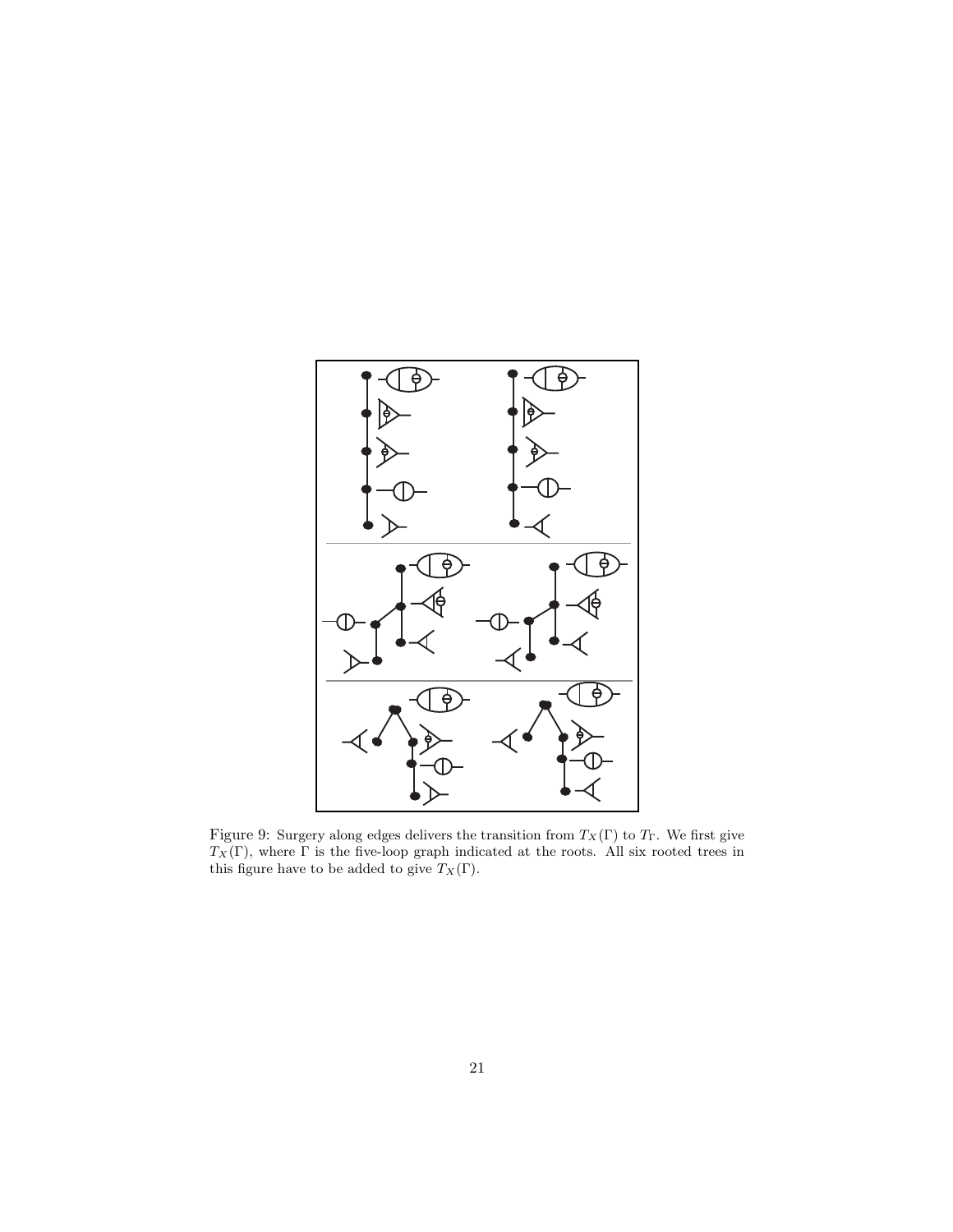Figure 9: Surgery along edges delivers the transition from $T_X(\Gamma)$ to $T_\Gamma$. We first give $T_X(\Gamma)$, where $\Gamma$ is the five-loop graph indicated at the roots. All six rooted trees in this figure have to be added to give $T_X(\Gamma)$.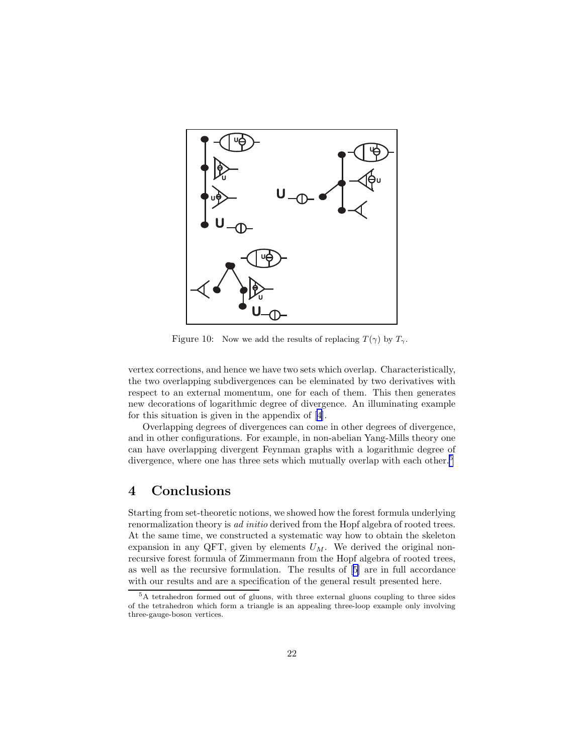Figure 10: Now we add the results of replacing $T(\gamma)$ by $T_\gamma$.

vertex corrections, and hence we have two sets which overlap. Characteristically, the two overlapping subdivergences can be eleminated by two derivatives with respect to an external momentum, one for each of them. This then generates new decorations of logarithmic degree of divergence. An illuminating example for this situation is given in the appendix of [4].

Overlapping degrees of divergences can come in other degrees of divergence, and in other configurations. For example, in non-abelian Yang-Mills theory one can have overlapping divergent Feynman graphs with a logarithmic degree of divergence, where one has three sets which mutually overlap with each other.[5]

# 4 Conclusions

Starting from set-theoretic notions, we showed how the forest formula underlying renormalization theory is *ad initio* derived from the Hopf algebra of rooted trees. At the same time, we constructed a systematic way how to obtain the skeleton expansion in any QFT, given by elements $U_M$. We derived the original non-recursive forest formula of Zimmermann from the Hopf algebra of rooted trees, as well as the recursive formulation. The results of [5] are in full accordance with our results and are a specification of the general result presented here.

[5] A tetrahedron formed out of gluons, with three external gluons coupling to three sides of the tetrahedron which form a triangle is an appealing three-loop example only involving three-gauge-boson vertices.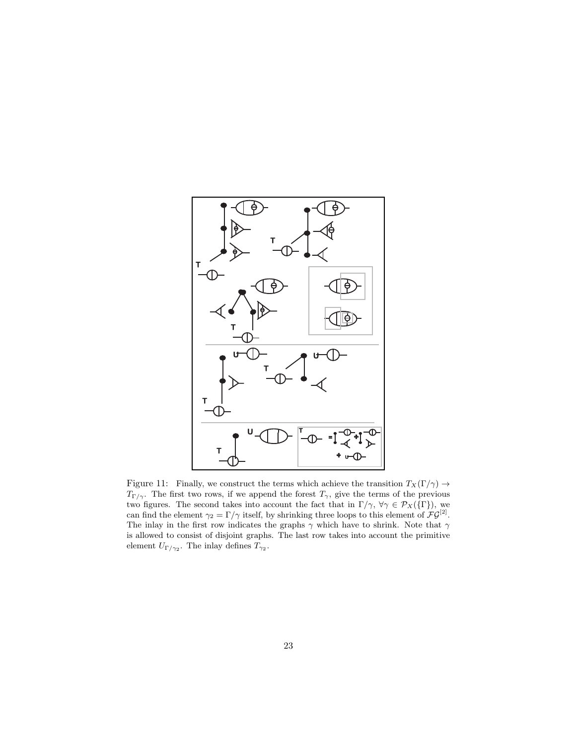Figure 11: Finally, we construct the terms which achieve the transition $T_X(\Gamma/\gamma) \rightarrow T_{\Gamma/\gamma}$. The first two rows, if we append the forest $T_\gamma$, give the terms of the previous two figures. The second takes into account the fact that in $\Gamma/\gamma$, $\forall \gamma \in \mathcal{P}_X(\{\Gamma\})$, we can find the element $\gamma_2 = \Gamma/\gamma$ itself, by shrinking three loops to this element of $\mathcal{FG}^{[2]}$. The inlay in the first row indicates the graphs $\gamma$ which have to shrink. Note that $\gamma$ is allowed to consist of disjoint graphs. The last row takes into account the primitive element $U_{\Gamma/\gamma_2}$. The inlay defines $T_{\gamma_2}$.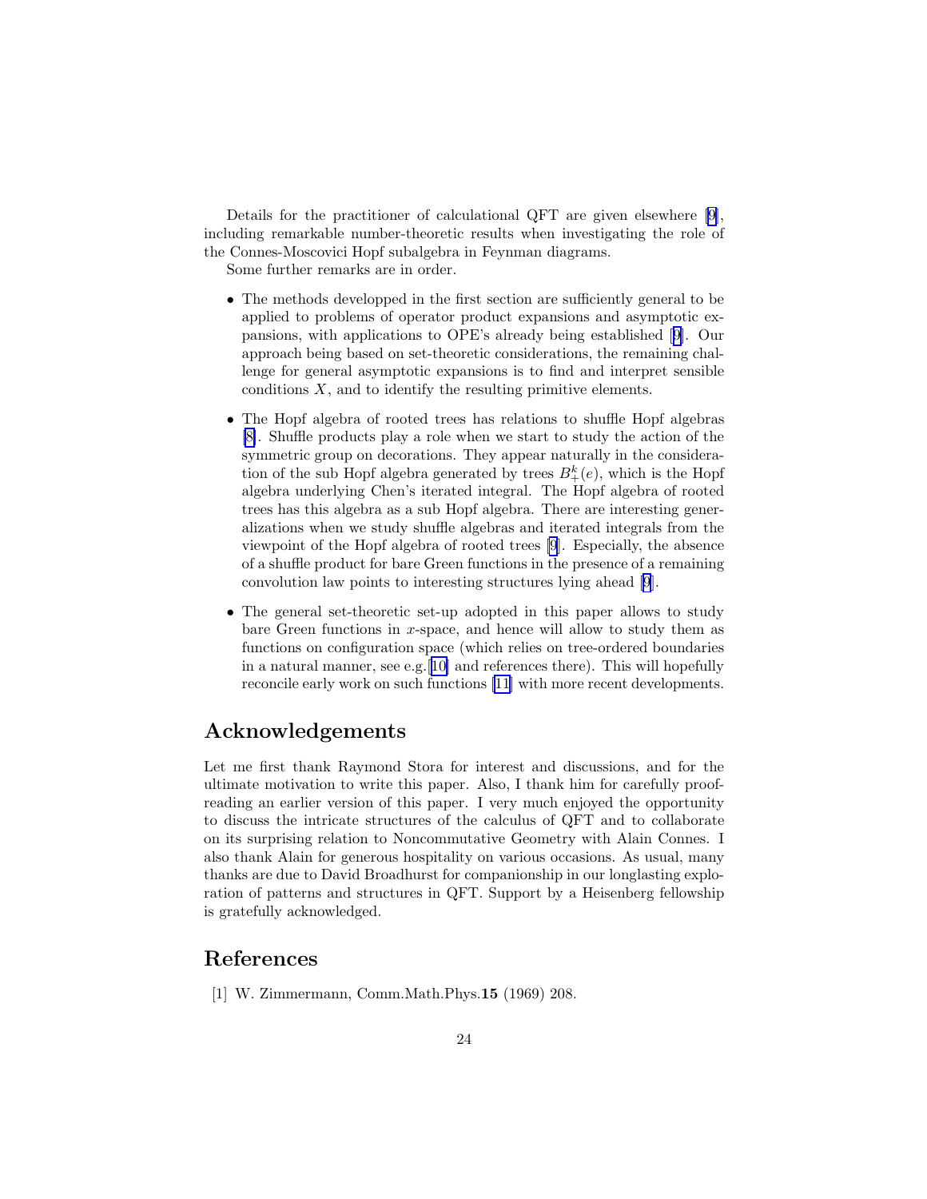Details for the practitioner of calculational QFT are given elsewhere [9], including remarkable number-theoretic results when investigating the role of the Connes-Moscovici Hopf subalgebra in Feynman diagrams.

Some further remarks are in order.

- The methods developped in the first section are sufficiently general to be applied to problems of operator product expansions and asymptotic expansions, with applications to OPE's already being established [9]. Our approach being based on set-theoretic considerations, the remaining challenge for general asymptotic expansions is to find and interpret sensible conditions $X$, and to identify the resulting primitive elements.

- The Hopf algebra of rooted trees has relations to shuffle Hopf algebras [8]. Shuffle products play a role when we start to study the action of the symmetric group on decorations. They appear naturally in the consideration of the sub Hopf algebra generated by trees $B_+^k(e)$, which is the Hopf algebra underlying Chen's iterated integral. The Hopf algebra of rooted trees has this algebra as a sub Hopf algebra. There are interesting generalizations when we study shuffle algebras and iterated integrals from the viewpoint of the Hopf algebra of rooted trees [9]. Especially, the absence of a shuffle product for bare Green functions in the presence of a remaining convolution law points to interesting structures lying ahead [9].

- The general set-theoretic set-up adopted in this paper allows to study bare Green functions in $x$-space, and hence will allow to study them as functions on configuration space (which relies on tree-ordered boundaries in a natural manner, see e.g.[10] and references there). This will hopefully reconcile early work on such functions [11] with more recent developments.

## Acknowledgements

Let me first thank Raymond Stora for interest and discussions, and for the ultimate motivation to write this paper. Also, I thank him for carefully proofreading an earlier version of this paper. I very much enjoyed the opportunity to discuss the intricate structures of the calculus of QFT and to collaborate on its surprising relation to Noncommutative Geometry with Alain Connes. I also thank Alain for generous hospitality on various occasions. As usual, many thanks are due to David Broadhurst for companionship in our longlasting exploration of patterns and structures in QFT. Support by a Heisenberg fellowship is gratefully acknowledged.

## References

[1] W. Zimmermann, Comm.Math.Phys.**15** (1969) 208.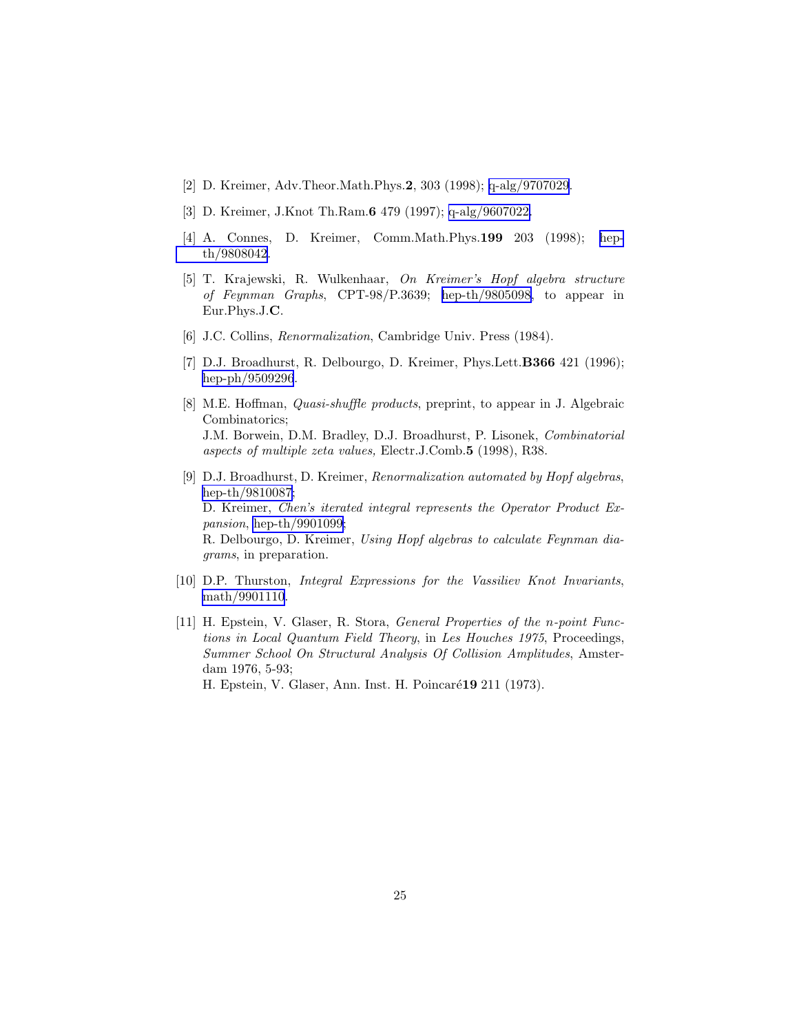[2] D. Kreimer, Adv.Theor.Math.Phys.**2**, 303 (1998); q-alg/9707029.

[3] D. Kreimer, J.Knot Th.Ram.**6** 479 (1997); q-alg/9607022.

[4] A. Connes, D. Kreimer, Comm.Math.Phys.**199** 203 (1998); hep-th/9808042.

[5] T. Krajewski, R. Wulkenhaar, *On Kreimer's Hopf algebra structure of Feynman Graphs*, CPT-98/P.3639; hep-th/9805098, to appear in Eur.Phys.J.**C**.

[6] J.C. Collins, *Renormalization*, Cambridge Univ. Press (1984).

[7] D.J. Broadhurst, R. Delbourgo, D. Kreimer, Phys.Lett.**B366** 421 (1996); hep-ph/9509296.

[8] M.E. Hoffman, *Quasi-shuffle products*, preprint, to appear in J. Algebraic Combinatorics;
J.M. Borwein, D.M. Bradley, D.J. Broadhurst, P. Lisonek, *Combinatorial aspects of multiple zeta values,* Electr.J.Comb.**5** (1998), R38.

[9] D.J. Broadhurst, D. Kreimer, *Renormalization automated by Hopf algebras*, hep-th/9810087;
D. Kreimer, *Chen's iterated integral represents the Operator Product Expansion*, hep-th/9901099;
R. Delbourgo, D. Kreimer, *Using Hopf algebras to calculate Feynman diagrams*, in preparation.

[10] D.P. Thurston, *Integral Expressions for the Vassiliev Knot Invariants*, math/9901110.

[11] H. Epstein, V. Glaser, R. Stora, *General Properties of the $n$-point Functions in Local Quantum Field Theory*, in *Les Houches 1975*, Proceedings, *Summer School On Structural Analysis Of Collision Amplitudes*, Amsterdam 1976, 5-93;
H. Epstein, V. Glaser, Ann. Inst. H. Poincaré**19** 211 (1973).